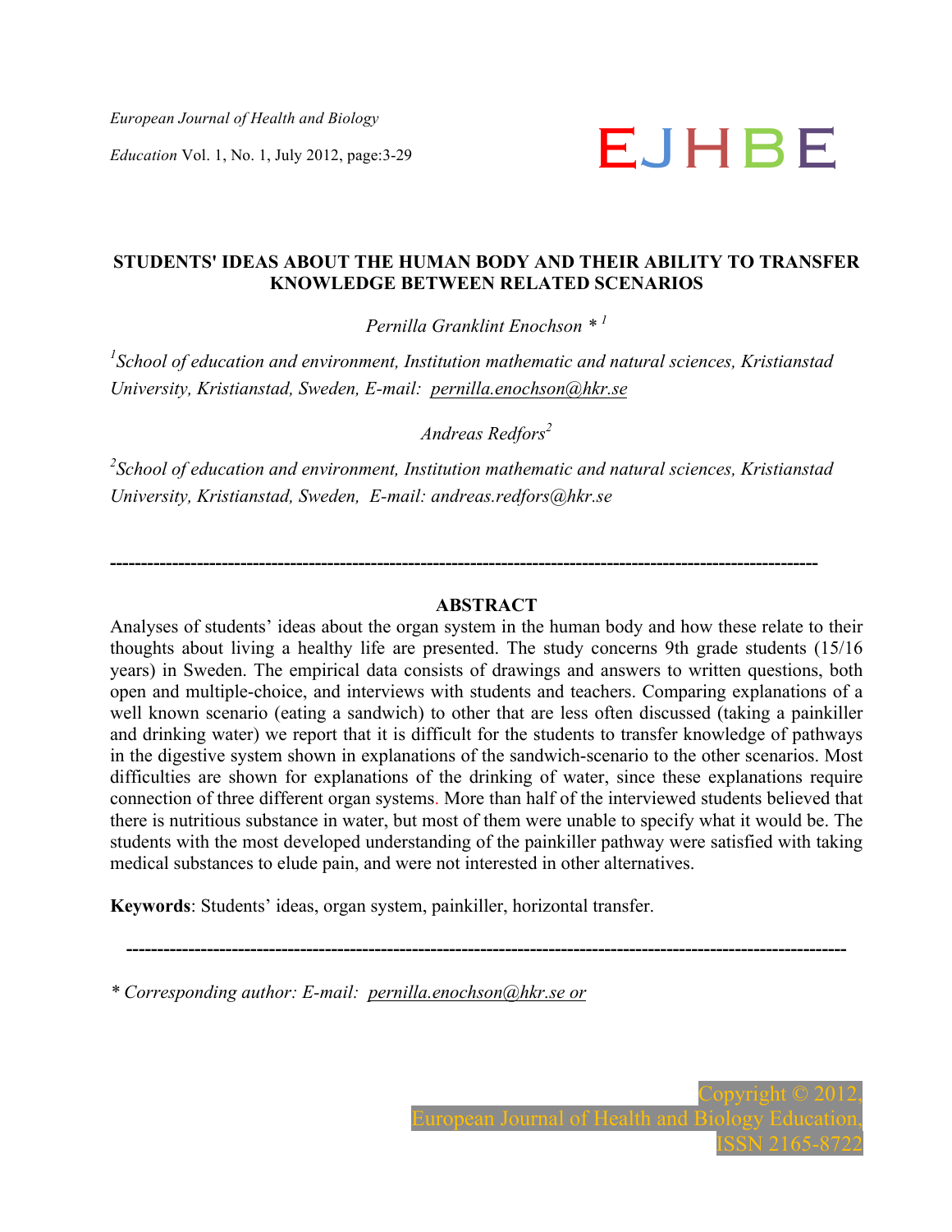# STUDENTS' IDEAS ABOUT THE HUMAN BODY AND THEIR ABILITY TO TRANSFER KNOWLEDGE BETWEEN RELATED SCENARIOS

*Pernilla Granklint Enochson* [*1]

[1]*School of education and environment, Institution mathematic and natural sciences, Kristianstad University, Kristianstad, Sweden, E-mail: pernilla.enochson@hkr.se*

*Andreas Redfors*[2]

[2]*School of education and environment, Institution mathematic and natural sciences, Kristianstad University, Kristianstad, Sweden, E-mail: andreas.redfors@hkr.se*

---

## ABSTRACT

Analyses of students' ideas about the organ system in the human body and how these relate to their thoughts about living a healthy life are presented. The study concerns 9th grade students (15/16 years) in Sweden. The empirical data consists of drawings and answers to written questions, both open and multiple-choice, and interviews with students and teachers. Comparing explanations of a well known scenario (eating a sandwich) to other that are less often discussed (taking a painkiller and drinking water) we report that it is difficult for the students to transfer knowledge of pathways in the digestive system shown in explanations of the sandwich-scenario to the other scenarios. Most difficulties are shown for explanations of the drinking of water, since these explanations require connection of three different organ systems. More than half of the interviewed students believed that there is nutritious substance in water, but most of them were unable to specify what it would be. The students with the most developed understanding of the painkiller pathway were satisfied with taking medical substances to elude pain, and were not interested in other alternatives.

**Keywords**: Students' ideas, organ system, painkiller, horizontal transfer.

---

\* *Corresponding author: E-mail: pernilla.enochson@hkr.se or*

Copyright © 2012, European Journal of Health and Biology Education, ISSN 2165-8722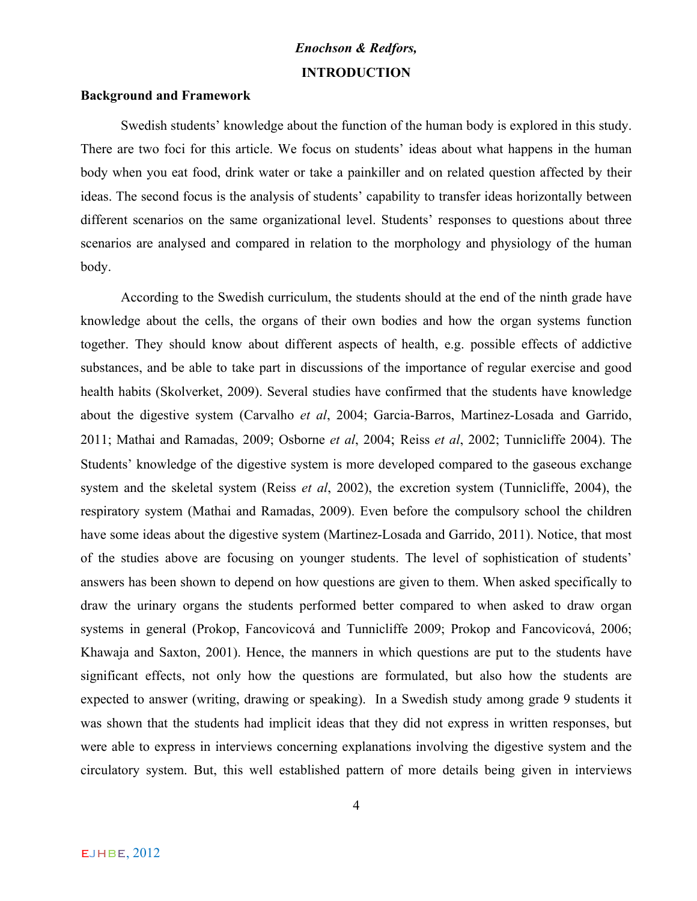# INTRODUCTION

## Background and Framework

Swedish students' knowledge about the function of the human body is explored in this study. There are two foci for this article. We focus on students' ideas about what happens in the human body when you eat food, drink water or take a painkiller and on related question affected by their ideas. The second focus is the analysis of students' capability to transfer ideas horizontally between different scenarios on the same organizational level. Students' responses to questions about three scenarios are analysed and compared in relation to the morphology and physiology of the human body.

According to the Swedish curriculum, the students should at the end of the ninth grade have knowledge about the cells, the organs of their own bodies and how the organ systems function together. They should know about different aspects of health, e.g. possible effects of addictive substances, and be able to take part in discussions of the importance of regular exercise and good health habits (Skolverket, 2009). Several studies have confirmed that the students have knowledge about the digestive system (Carvalho *et al*, 2004; Garcia-Barros, Martinez-Losada and Garrido, 2011; Mathai and Ramadas, 2009; Osborne *et al*, 2004; Reiss *et al*, 2002; Tunnicliffe 2004). The Students' knowledge of the digestive system is more developed compared to the gaseous exchange system and the skeletal system (Reiss *et al*, 2002), the excretion system (Tunnicliffe, 2004), the respiratory system (Mathai and Ramadas, 2009). Even before the compulsory school the children have some ideas about the digestive system (Martinez-Losada and Garrido, 2011). Notice, that most of the studies above are focusing on younger students. The level of sophistication of students' answers has been shown to depend on how questions are given to them. When asked specifically to draw the urinary organs the students performed better compared to when asked to draw organ systems in general (Prokop, Fancovicová and Tunnicliffe 2009; Prokop and Fancovicová, 2006; Khawaja and Saxton, 2001). Hence, the manners in which questions are put to the students have significant effects, not only how the questions are formulated, but also how the students are expected to answer (writing, drawing or speaking). In a Swedish study among grade 9 students it was shown that the students had implicit ideas that they did not express in written responses, but were able to express in interviews concerning explanations involving the digestive system and the circulatory system. But, this well established pattern of more details being given in interviews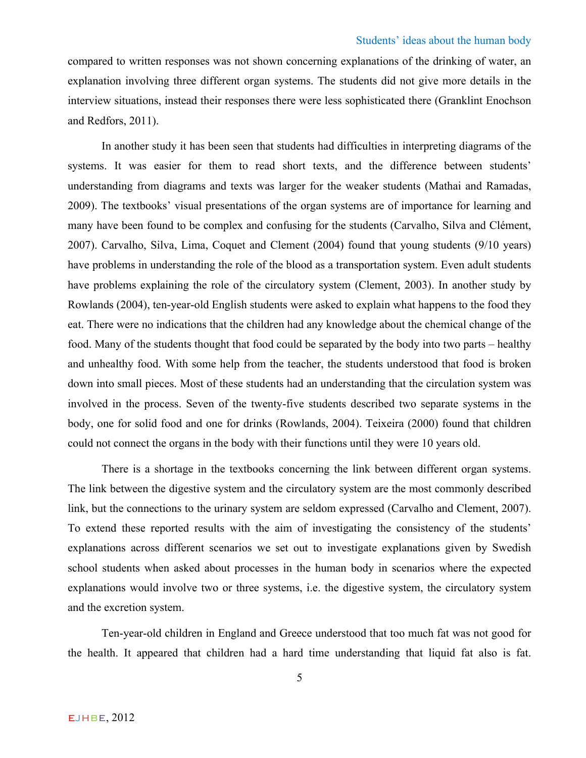compared to written responses was not shown concerning explanations of the drinking of water, an explanation involving three different organ systems. The students did not give more details in the interview situations, instead their responses there were less sophisticated there (Granklint Enochson and Redfors, 2011).

In another study it has been seen that students had difficulties in interpreting diagrams of the systems. It was easier for them to read short texts, and the difference between students' understanding from diagrams and texts was larger for the weaker students (Mathai and Ramadas, 2009). The textbooks' visual presentations of the organ systems are of importance for learning and many have been found to be complex and confusing for the students (Carvalho, Silva and Clément, 2007). Carvalho, Silva, Lima, Coquet and Clement (2004) found that young students (9/10 years) have problems in understanding the role of the blood as a transportation system. Even adult students have problems explaining the role of the circulatory system (Clement, 2003). In another study by Rowlands (2004), ten-year-old English students were asked to explain what happens to the food they eat. There were no indications that the children had any knowledge about the chemical change of the food. Many of the students thought that food could be separated by the body into two parts – healthy and unhealthy food. With some help from the teacher, the students understood that food is broken down into small pieces. Most of these students had an understanding that the circulation system was involved in the process. Seven of the twenty-five students described two separate systems in the body, one for solid food and one for drinks (Rowlands, 2004). Teixeira (2000) found that children could not connect the organs in the body with their functions until they were 10 years old.

There is a shortage in the textbooks concerning the link between different organ systems. The link between the digestive system and the circulatory system are the most commonly described link, but the connections to the urinary system are seldom expressed (Carvalho and Clement, 2007). To extend these reported results with the aim of investigating the consistency of the students' explanations across different scenarios we set out to investigate explanations given by Swedish school students when asked about processes in the human body in scenarios where the expected explanations would involve two or three systems, i.e. the digestive system, the circulatory system and the excretion system.

Ten-year-old children in England and Greece understood that too much fat was not good for the health. It appeared that children had a hard time understanding that liquid fat also is fat.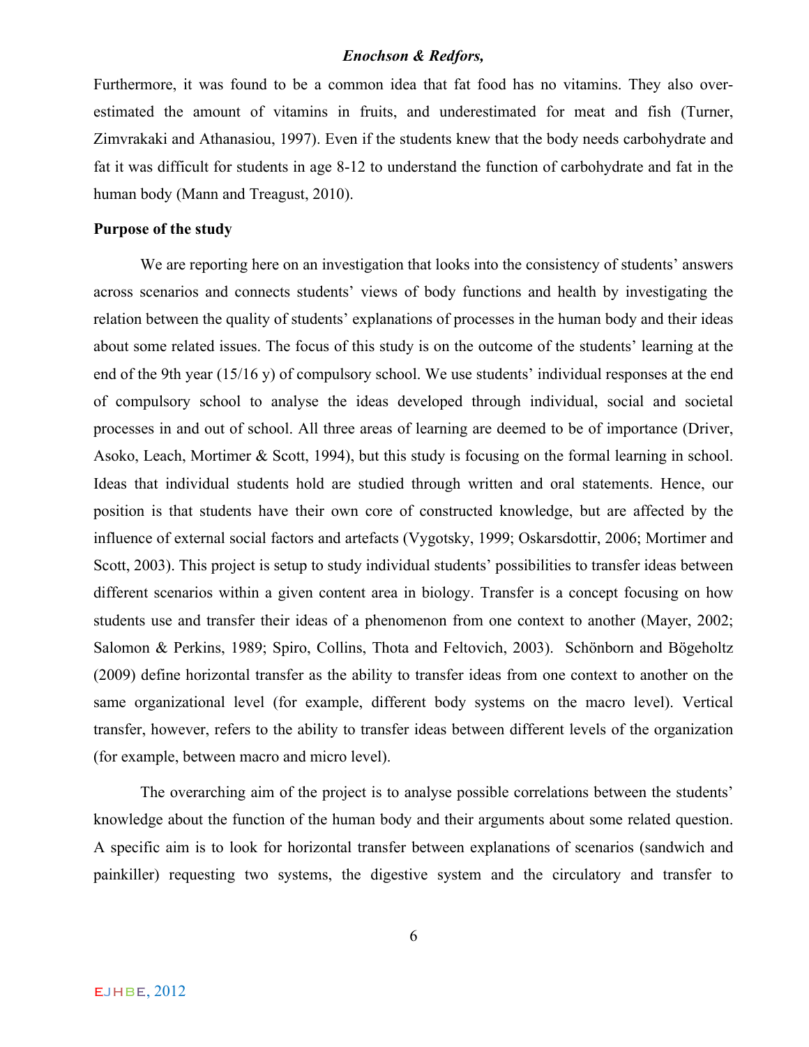Furthermore, it was found to be a common idea that fat food has no vitamins. They also over-estimated the amount of vitamins in fruits, and underestimated for meat and fish (Turner, Zimvrakaki and Athanasiou, 1997). Even if the students knew that the body needs carbohydrate and fat it was difficult for students in age 8-12 to understand the function of carbohydrate and fat in the human body (Mann and Treagust, 2010).

**Purpose of the study**

We are reporting here on an investigation that looks into the consistency of students' answers across scenarios and connects students' views of body functions and health by investigating the relation between the quality of students' explanations of processes in the human body and their ideas about some related issues. The focus of this study is on the outcome of the students' learning at the end of the 9th year (15/16 y) of compulsory school. We use students' individual responses at the end of compulsory school to analyse the ideas developed through individual, social and societal processes in and out of school. All three areas of learning are deemed to be of importance (Driver, Asoko, Leach, Mortimer & Scott, 1994), but this study is focusing on the formal learning in school. Ideas that individual students hold are studied through written and oral statements. Hence, our position is that students have their own core of constructed knowledge, but are affected by the influence of external social factors and artefacts (Vygotsky, 1999; Oskarsdottir, 2006; Mortimer and Scott, 2003). This project is setup to study individual students' possibilities to transfer ideas between different scenarios within a given content area in biology. Transfer is a concept focusing on how students use and transfer their ideas of a phenomenon from one context to another (Mayer, 2002; Salomon & Perkins, 1989; Spiro, Collins, Thota and Feltovich, 2003). Schönborn and Bögeholtz (2009) define horizontal transfer as the ability to transfer ideas from one context to another on the same organizational level (for example, different body systems on the macro level). Vertical transfer, however, refers to the ability to transfer ideas between different levels of the organization (for example, between macro and micro level).

The overarching aim of the project is to analyse possible correlations between the students' knowledge about the function of the human body and their arguments about some related question. A specific aim is to look for horizontal transfer between explanations of scenarios (sandwich and painkiller) requesting two systems, the digestive system and the circulatory and transfer to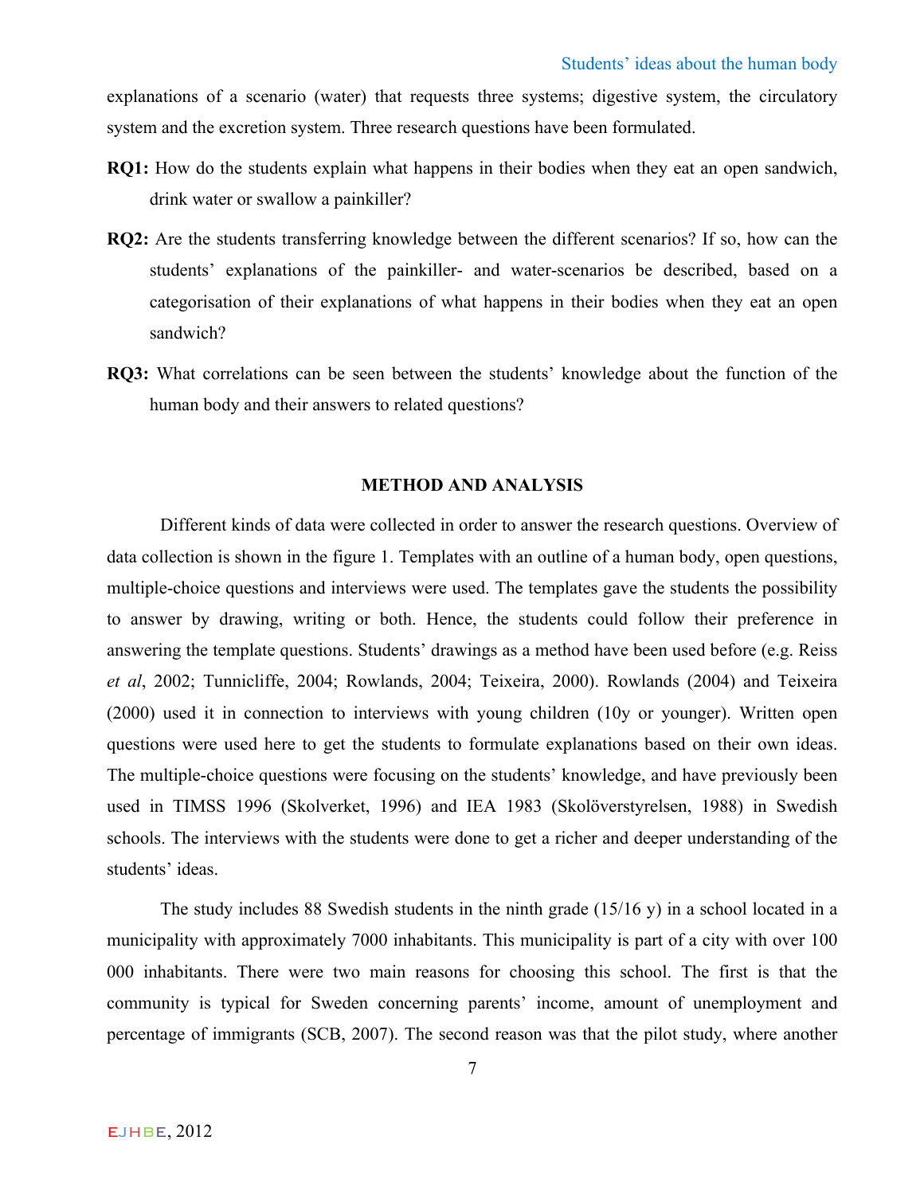explanations of a scenario (water) that requests three systems; digestive system, the circulatory system and the excretion system. Three research questions have been formulated.

**RQ1:** How do the students explain what happens in their bodies when they eat an open sandwich, drink water or swallow a painkiller?

**RQ2:** Are the students transferring knowledge between the different scenarios? If so, how can the students' explanations of the painkiller- and water-scenarios be described, based on a categorisation of their explanations of what happens in their bodies when they eat an open sandwich?

**RQ3:** What correlations can be seen between the students' knowledge about the function of the human body and their answers to related questions?

## METHOD AND ANALYSIS

Different kinds of data were collected in order to answer the research questions. Overview of data collection is shown in the figure 1. Templates with an outline of a human body, open questions, multiple-choice questions and interviews were used. The templates gave the students the possibility to answer by drawing, writing or both. Hence, the students could follow their preference in answering the template questions. Students' drawings as a method have been used before (e.g. Reiss *et al*, 2002; Tunnicliffe, 2004; Rowlands, 2004; Teixeira, 2000). Rowlands (2004) and Teixeira (2000) used it in connection to interviews with young children (10y or younger). Written open questions were used here to get the students to formulate explanations based on their own ideas. The multiple-choice questions were focusing on the students' knowledge, and have previously been used in TIMSS 1996 (Skolverket, 1996) and IEA 1983 (Skolöverstyrelsen, 1988) in Swedish schools. The interviews with the students were done to get a richer and deeper understanding of the students' ideas.

The study includes 88 Swedish students in the ninth grade (15/16 y) in a school located in a municipality with approximately 7000 inhabitants. This municipality is part of a city with over 100 000 inhabitants. There were two main reasons for choosing this school. The first is that the community is typical for Sweden concerning parents' income, amount of unemployment and percentage of immigrants (SCB, 2007). The second reason was that the pilot study, where another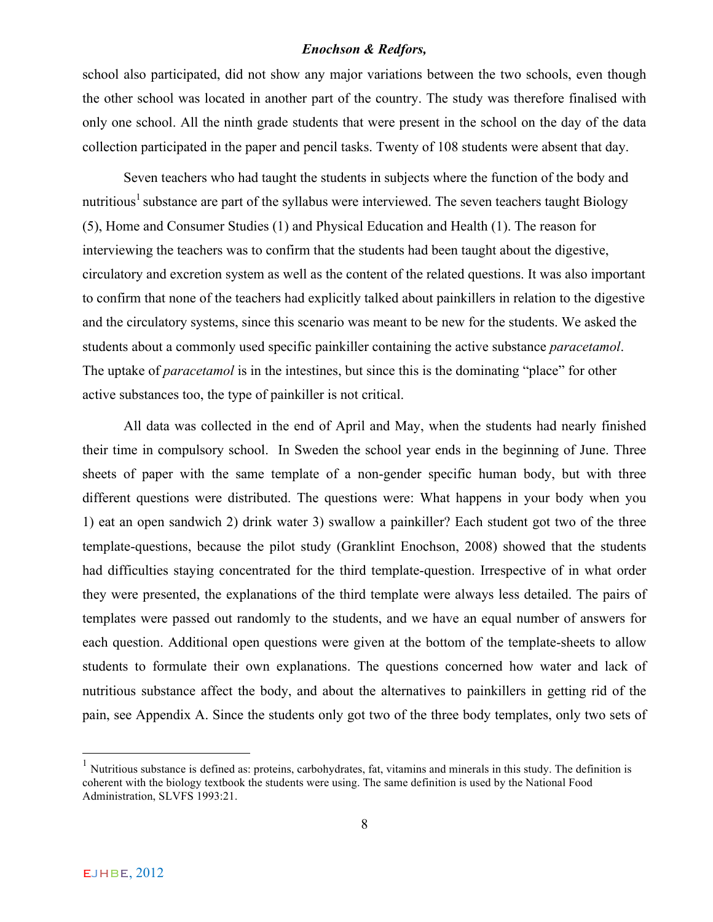school also participated, did not show any major variations between the two schools, even though the other school was located in another part of the country. The study was therefore finalised with only one school. All the ninth grade students that were present in the school on the day of the data collection participated in the paper and pencil tasks. Twenty of 108 students were absent that day.

Seven teachers who had taught the students in subjects where the function of the body and nutritious[1] substance are part of the syllabus were interviewed. The seven teachers taught Biology (5), Home and Consumer Studies (1) and Physical Education and Health (1). The reason for interviewing the teachers was to confirm that the students had been taught about the digestive, circulatory and excretion system as well as the content of the related questions. It was also important to confirm that none of the teachers had explicitly talked about painkillers in relation to the digestive and the circulatory systems, since this scenario was meant to be new for the students. We asked the students about a commonly used specific painkiller containing the active substance *paracetamol*. The uptake of *paracetamol* is in the intestines, but since this is the dominating "place" for other active substances too, the type of painkiller is not critical.

All data was collected in the end of April and May, when the students had nearly finished their time in compulsory school. In Sweden the school year ends in the beginning of June. Three sheets of paper with the same template of a non-gender specific human body, but with three different questions were distributed. The questions were: What happens in your body when you 1) eat an open sandwich 2) drink water 3) swallow a painkiller? Each student got two of the three template-questions, because the pilot study (Granklint Enochson, 2008) showed that the students had difficulties staying concentrated for the third template-question. Irrespective of in what order they were presented, the explanations of the third template were always less detailed. The pairs of templates were passed out randomly to the students, and we have an equal number of answers for each question. Additional open questions were given at the bottom of the template-sheets to allow students to formulate their own explanations. The questions concerned how water and lack of nutritious substance affect the body, and about the alternatives to painkillers in getting rid of the pain, see Appendix A. Since the students only got two of the three body templates, only two sets of

[1] Nutritious substance is defined as: proteins, carbohydrates, fat, vitamins and minerals in this study. The definition is coherent with the biology textbook the students were using. The same definition is used by the National Food Administration, SLVFS 1993:21.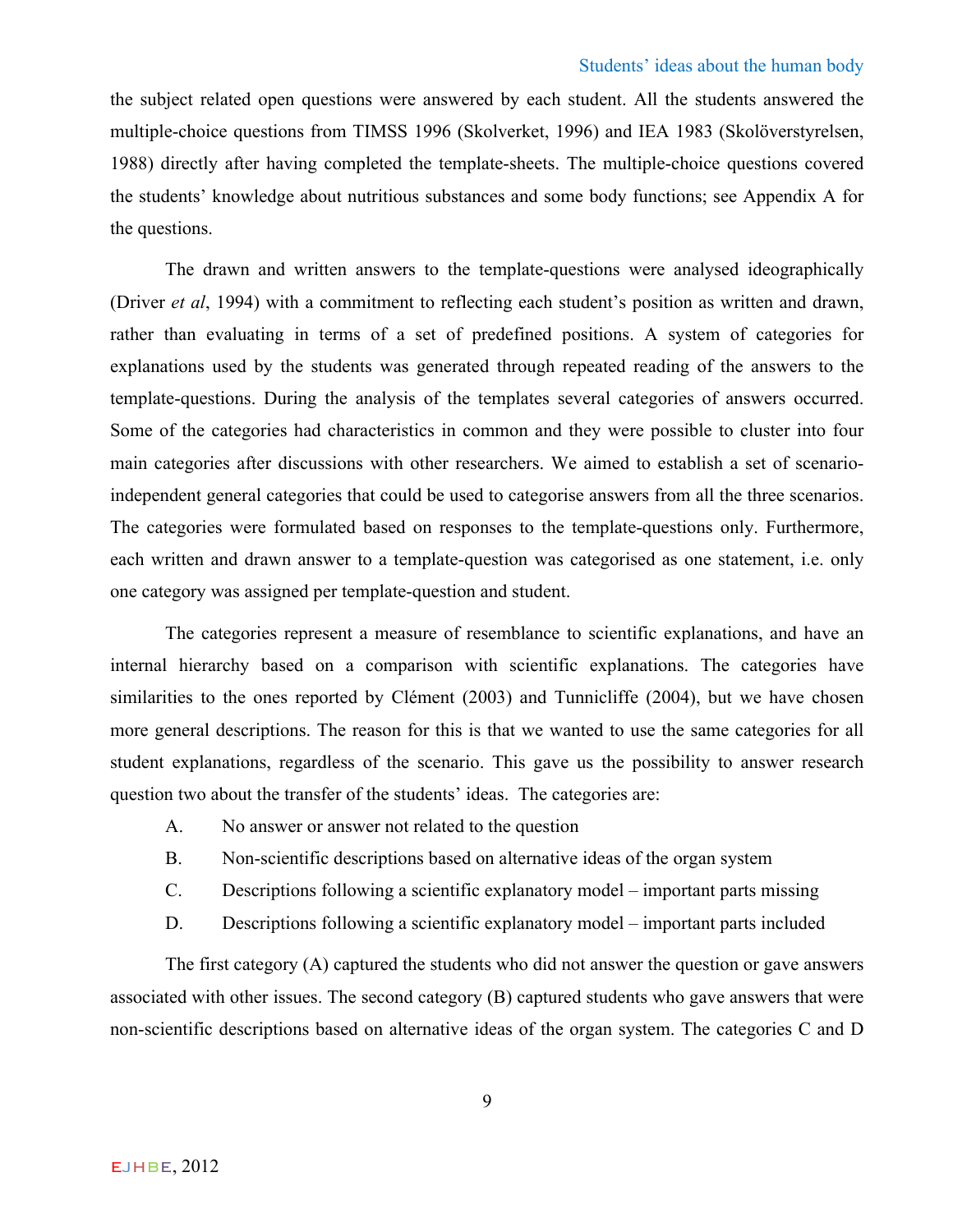the subject related open questions were answered by each student. All the students answered the multiple-choice questions from TIMSS 1996 (Skolverket, 1996) and IEA 1983 (Skolöverstyrelsen, 1988) directly after having completed the template-sheets. The multiple-choice questions covered the students' knowledge about nutritious substances and some body functions; see Appendix A for the questions.

The drawn and written answers to the template-questions were analysed ideographically (Driver *et al*, 1994) with a commitment to reflecting each student's position as written and drawn, rather than evaluating in terms of a set of predefined positions. A system of categories for explanations used by the students was generated through repeated reading of the answers to the template-questions. During the analysis of the templates several categories of answers occurred. Some of the categories had characteristics in common and they were possible to cluster into four main categories after discussions with other researchers. We aimed to establish a set of scenario-independent general categories that could be used to categorise answers from all the three scenarios. The categories were formulated based on responses to the template-questions only. Furthermore, each written and drawn answer to a template-question was categorised as one statement, i.e. only one category was assigned per template-question and student.

The categories represent a measure of resemblance to scientific explanations, and have an internal hierarchy based on a comparison with scientific explanations. The categories have similarities to the ones reported by Clément (2003) and Tunnicliffe (2004), but we have chosen more general descriptions. The reason for this is that we wanted to use the same categories for all student explanations, regardless of the scenario. This gave us the possibility to answer research question two about the transfer of the students' ideas. The categories are:

A. No answer or answer not related to the question

B. Non-scientific descriptions based on alternative ideas of the organ system

C. Descriptions following a scientific explanatory model – important parts missing

D. Descriptions following a scientific explanatory model – important parts included

The first category (A) captured the students who did not answer the question or gave answers associated with other issues. The second category (B) captured students who gave answers that were non-scientific descriptions based on alternative ideas of the organ system. The categories C and D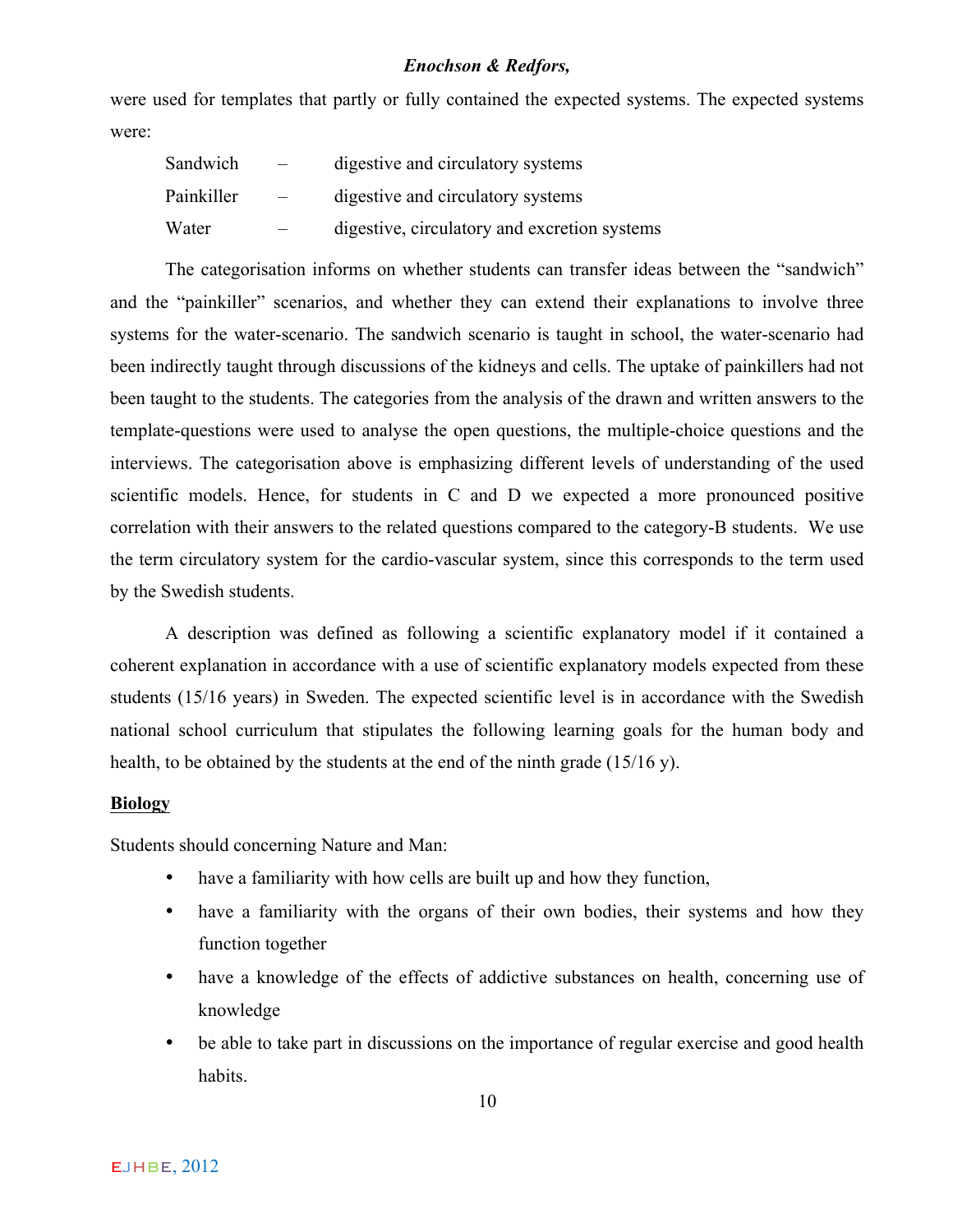were used for templates that partly or fully contained the expected systems. The expected systems were:

| | | |
|---|---|---|
| Sandwich | – | digestive and circulatory systems |
| Painkiller | – | digestive and circulatory systems |
| Water | – | digestive, circulatory and excretion systems |

The categorisation informs on whether students can transfer ideas between the "sandwich" and the "painkiller" scenarios, and whether they can extend their explanations to involve three systems for the water-scenario. The sandwich scenario is taught in school, the water-scenario had been indirectly taught through discussions of the kidneys and cells. The uptake of painkillers had not been taught to the students. The categories from the analysis of the drawn and written answers to the template-questions were used to analyse the open questions, the multiple-choice questions and the interviews. The categorisation above is emphasizing different levels of understanding of the used scientific models. Hence, for students in C and D we expected a more pronounced positive correlation with their answers to the related questions compared to the category-B students. We use the term circulatory system for the cardio-vascular system, since this corresponds to the term used by the Swedish students.

A description was defined as following a scientific explanatory model if it contained a coherent explanation in accordance with a use of scientific explanatory models expected from these students (15/16 years) in Sweden. The expected scientific level is in accordance with the Swedish national school curriculum that stipulates the following learning goals for the human body and health, to be obtained by the students at the end of the ninth grade (15/16 y).

**Biology**

Students should concerning Nature and Man:

- have a familiarity with how cells are built up and how they function,
- have a familiarity with the organs of their own bodies, their systems and how they function together
- have a knowledge of the effects of addictive substances on health, concerning use of knowledge
- be able to take part in discussions on the importance of regular exercise and good health habits.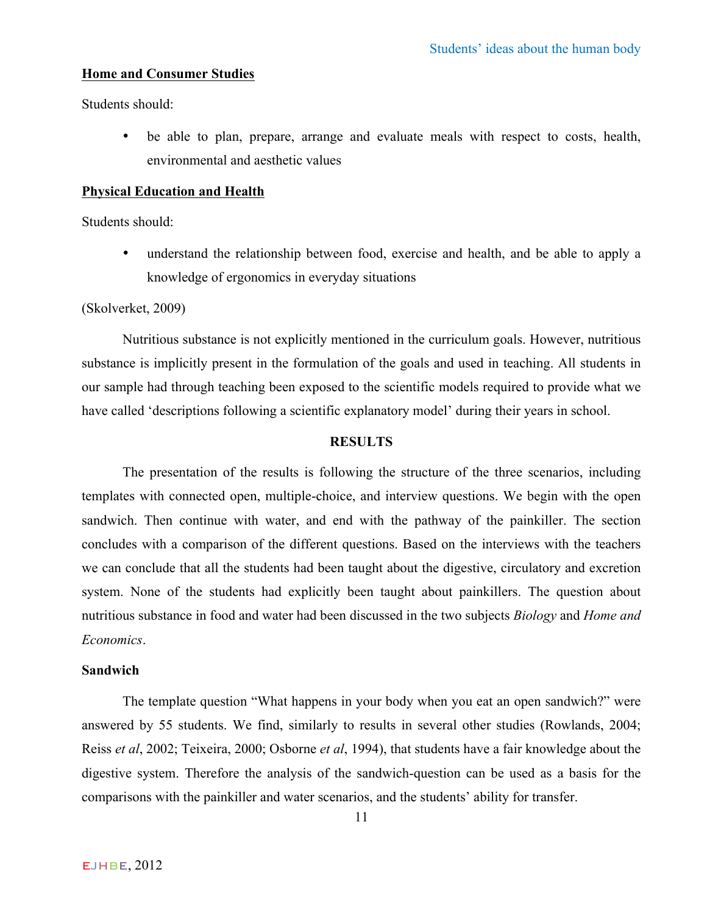**Home and Consumer Studies**

Students should:

- be able to plan, prepare, arrange and evaluate meals with respect to costs, health, environmental and aesthetic values

**Physical Education and Health**

Students should:

- understand the relationship between food, exercise and health, and be able to apply a knowledge of ergonomics in everyday situations

(Skolverket, 2009)

Nutritious substance is not explicitly mentioned in the curriculum goals. However, nutritious substance is implicitly present in the formulation of the goals and used in teaching. All students in our sample had through teaching been exposed to the scientific models required to provide what we have called 'descriptions following a scientific explanatory model' during their years in school.

## RESULTS

The presentation of the results is following the structure of the three scenarios, including templates with connected open, multiple-choice, and interview questions. We begin with the open sandwich. Then continue with water, and end with the pathway of the painkiller. The section concludes with a comparison of the different questions. Based on the interviews with the teachers we can conclude that all the students had been taught about the digestive, circulatory and excretion system. None of the students had explicitly been taught about painkillers. The question about nutritious substance in food and water had been discussed in the two subjects *Biology* and *Home and Economics*.

### Sandwich

The template question "What happens in your body when you eat an open sandwich?" were answered by 55 students. We find, similarly to results in several other studies (Rowlands, 2004; Reiss *et al*, 2002; Teixeira, 2000; Osborne *et al*, 1994), that students have a fair knowledge about the digestive system. Therefore the analysis of the sandwich-question can be used as a basis for the comparisons with the painkiller and water scenarios, and the students' ability for transfer.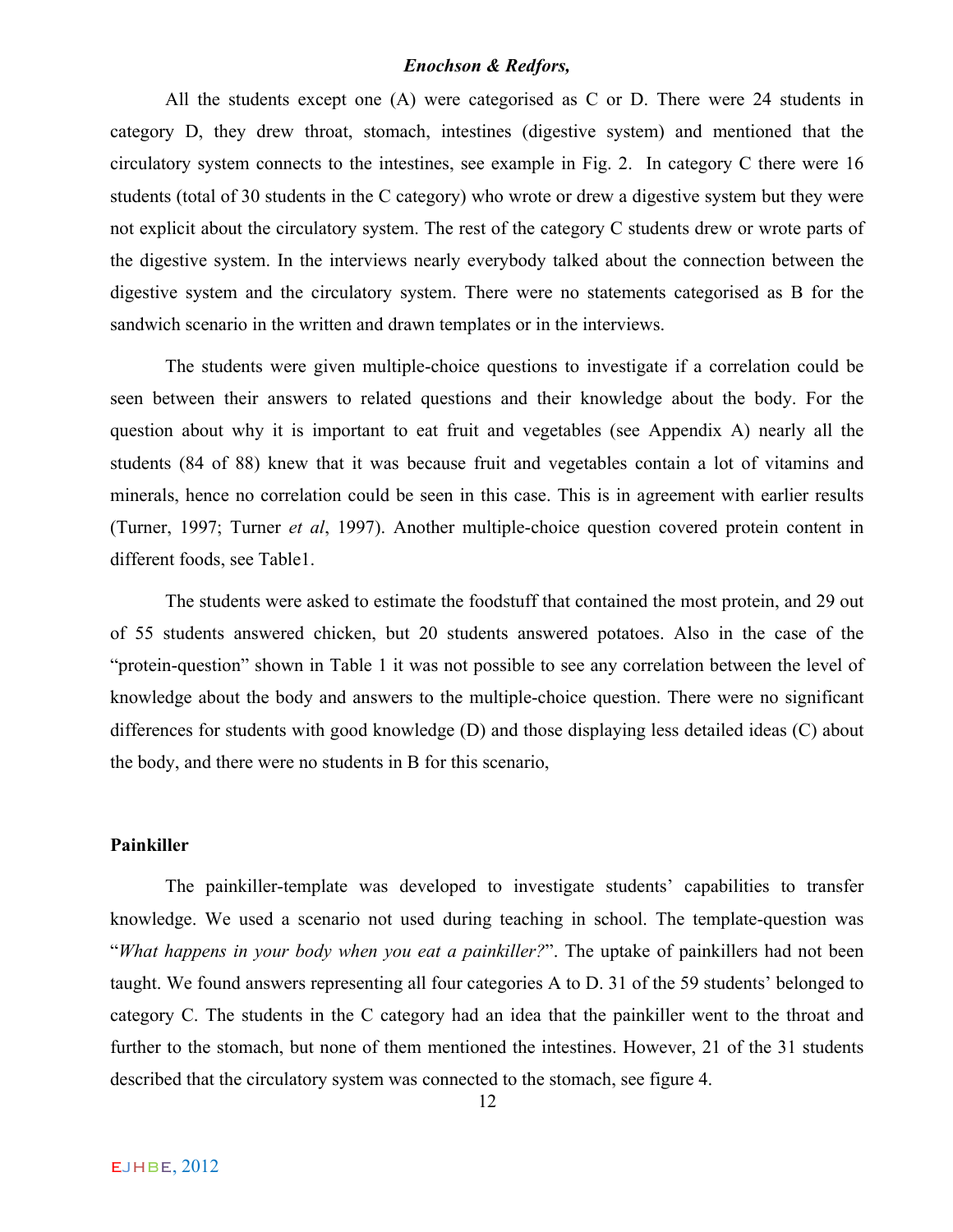All the students except one (A) were categorised as C or D. There were 24 students in category D, they drew throat, stomach, intestines (digestive system) and mentioned that the circulatory system connects to the intestines, see example in Fig. 2. In category C there were 16 students (total of 30 students in the C category) who wrote or drew a digestive system but they were not explicit about the circulatory system. The rest of the category C students drew or wrote parts of the digestive system. In the interviews nearly everybody talked about the connection between the digestive system and the circulatory system. There were no statements categorised as B for the sandwich scenario in the written and drawn templates or in the interviews.

The students were given multiple-choice questions to investigate if a correlation could be seen between their answers to related questions and their knowledge about the body. For the question about why it is important to eat fruit and vegetables (see Appendix A) nearly all the students (84 of 88) knew that it was because fruit and vegetables contain a lot of vitamins and minerals, hence no correlation could be seen in this case. This is in agreement with earlier results (Turner, 1997; Turner *et al*, 1997). Another multiple-choice question covered protein content in different foods, see Table1.

The students were asked to estimate the foodstuff that contained the most protein, and 29 out of 55 students answered chicken, but 20 students answered potatoes. Also in the case of the "protein-question" shown in Table 1 it was not possible to see any correlation between the level of knowledge about the body and answers to the multiple-choice question. There were no significant differences for students with good knowledge (D) and those displaying less detailed ideas (C) about the body, and there were no students in B for this scenario,

### Painkiller

The painkiller-template was developed to investigate students' capabilities to transfer knowledge. We used a scenario not used during teaching in school. The template-question was "*What happens in your body when you eat a painkiller?*". The uptake of painkillers had not been taught. We found answers representing all four categories A to D. 31 of the 59 students' belonged to category C. The students in the C category had an idea that the painkiller went to the throat and further to the stomach, but none of them mentioned the intestines. However, 21 of the 31 students described that the circulatory system was connected to the stomach, see figure 4.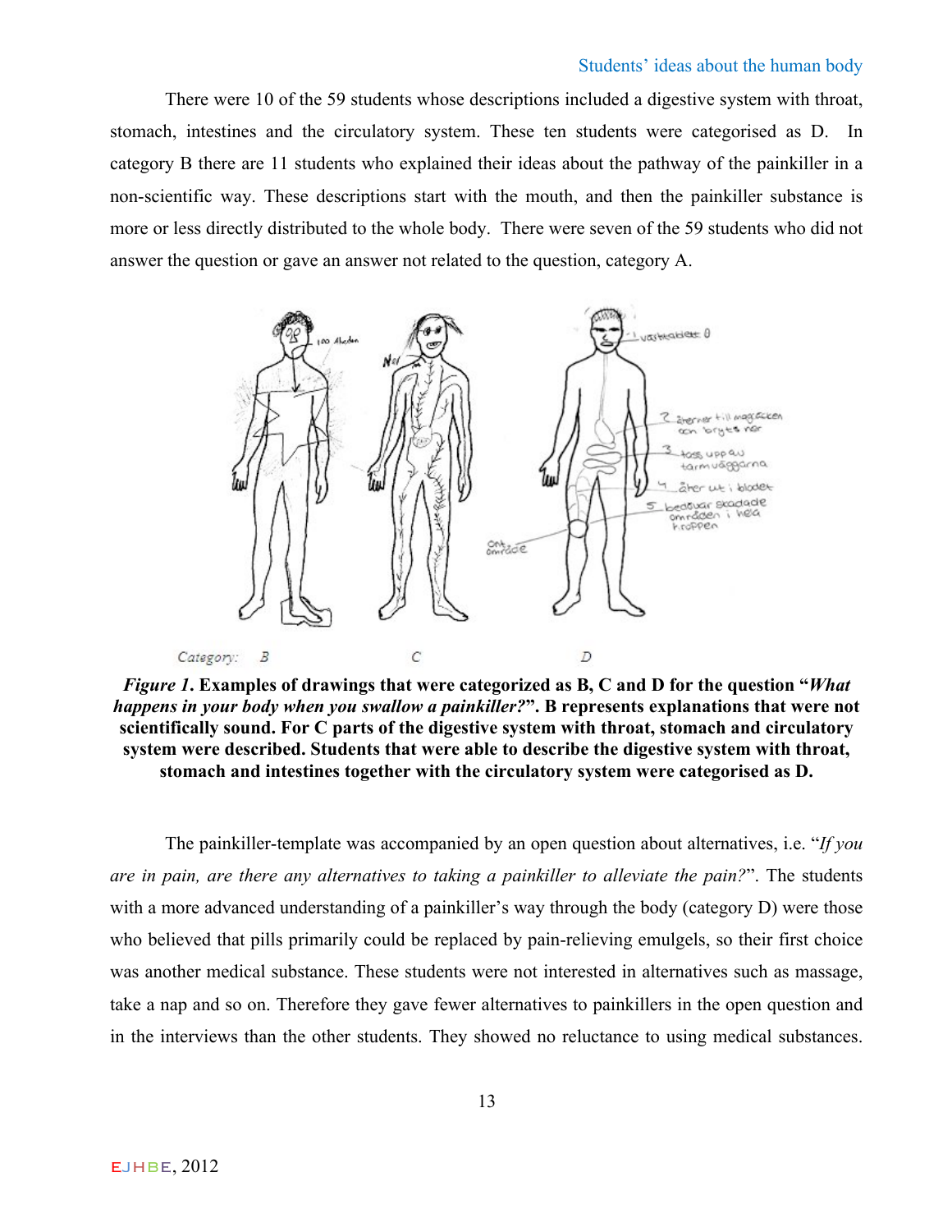There were 10 of the 59 students whose descriptions included a digestive system with throat, stomach, intestines and the circulatory system. These ten students were categorised as D. In category B there are 11 students who explained their ideas about the pathway of the painkiller in a non-scientific way. These descriptions start with the mouth, and then the painkiller substance is more or less directly distributed to the whole body. There were seven of the 59 students who did not answer the question or gave an answer not related to the question, category A.

***Figure 1*. Examples of drawings that were categorized as B, C and D for the question "*What happens in your body when you swallow a painkiller?*". B represents explanations that were not scientifically sound. For C parts of the digestive system with throat, stomach and circulatory system were described. Students that were able to describe the digestive system with throat, stomach and intestines together with the circulatory system were categorised as D.**

The painkiller-template was accompanied by an open question about alternatives, i.e. "*If you are in pain, are there any alternatives to taking a painkiller to alleviate the pain?*". The students with a more advanced understanding of a painkiller's way through the body (category D) were those who believed that pills primarily could be replaced by pain-relieving emulgels, so their first choice was another medical substance. These students were not interested in alternatives such as massage, take a nap and so on. Therefore they gave fewer alternatives to painkillers in the open question and in the interviews than the other students. They showed no reluctance to using medical substances.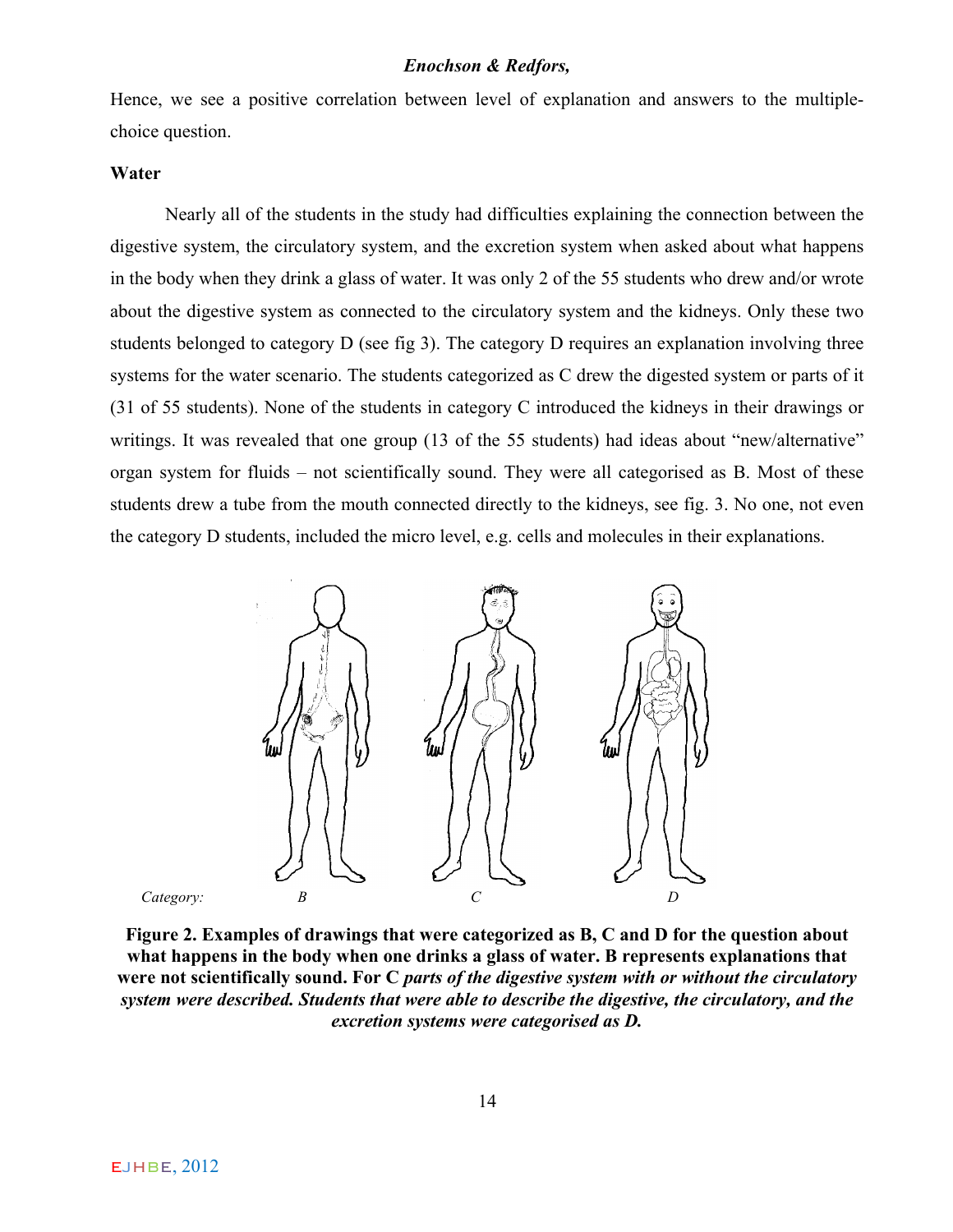Hence, we see a positive correlation between level of explanation and answers to the multiple-choice question.

**Water**

Nearly all of the students in the study had difficulties explaining the connection between the digestive system, the circulatory system, and the excretion system when asked about what happens in the body when they drink a glass of water. It was only 2 of the 55 students who drew and/or wrote about the digestive system as connected to the circulatory system and the kidneys. Only these two students belonged to category D (see fig 3). The category D requires an explanation involving three systems for the water scenario. The students categorized as C drew the digested system or parts of it (31 of 55 students). None of the students in category C introduced the kidneys in their drawings or writings. It was revealed that one group (13 of the 55 students) had ideas about "new/alternative" organ system for fluids – not scientifically sound. They were all categorised as B. Most of these students drew a tube from the mouth connected directly to the kidneys, see fig. 3. No one, not even the category D students, included the micro level, e.g. cells and molecules in their explanations.

*Category:* *B* *C* *D*

**Figure 2. Examples of drawings that were categorized as B, C and D for the question about what happens in the body when one drinks a glass of water. B represents explanations that were not scientifically sound. For C *parts of the digestive system with or without the circulatory system were described. Students that were able to describe the digestive, the circulatory, and the excretion systems were categorised as D.***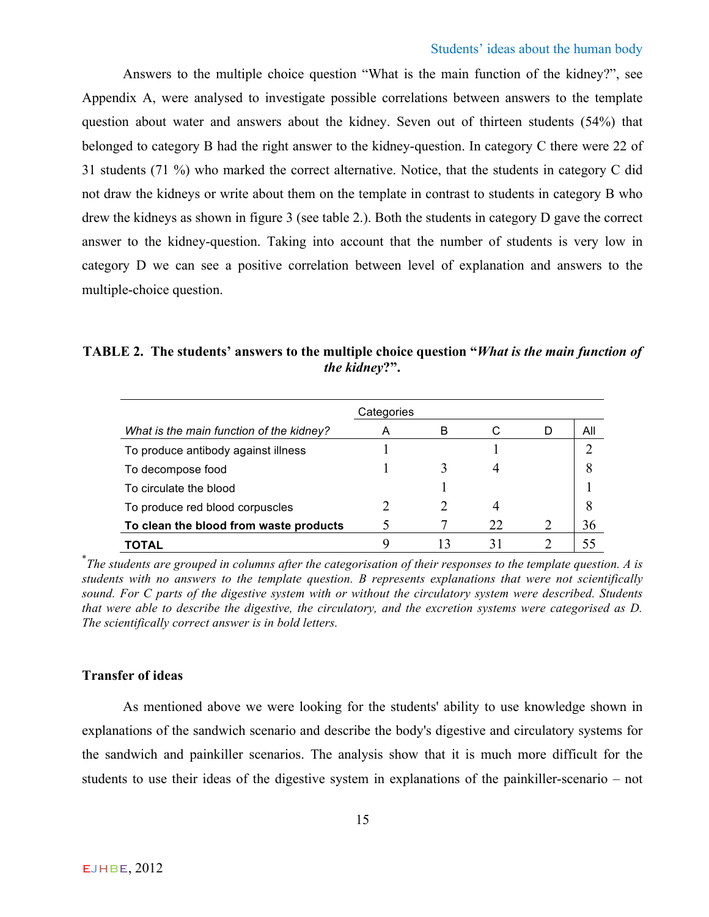Answers to the multiple choice question "What is the main function of the kidney?", see Appendix A, were analysed to investigate possible correlations between answers to the template question about water and answers about the kidney. Seven out of thirteen students (54%) that belonged to category B had the right answer to the kidney-question. In category C there were 22 of 31 students (71 %) who marked the correct alternative. Notice, that the students in category C did not draw the kidneys or write about them on the template in contrast to students in category B who drew the kidneys as shown in figure 3 (see table 2.). Both the students in category D gave the correct answer to the kidney-question. Taking into account that the number of students is very low in category D we can see a positive correlation between level of explanation and answers to the multiple-choice question.

**TABLE 2. The students' answers to the multiple choice question "*What is the main function of the kidney*?".**

| | Categories | | | | |
|---|---|---|---|---|---|
| *What is the main function of the kidney?* | A | B | C | D | All |
| To produce antibody against illness | 1 | | 1 | | 2 |
| To decompose food | 1 | 3 | 4 | | 8 |
| To circulate the blood | | 1 | | | 1 |
| To produce red blood corpuscles | 2 | 2 | 4 | | 8 |
| **To clean the blood from waste products** | 5 | 7 | 22 | 2 | 36 |
| **TOTAL** | 9 | 13 | 31 | 2 | 55 |

*The students are grouped in columns after the categorisation of their responses to the template question. A is students with no answers to the template question. B represents explanations that were not scientifically sound. For C parts of the digestive system with or without the circulatory system were described. Students that were able to describe the digestive, the circulatory, and the excretion systems were categorised as D. The scientifically correct answer is in bold letters.*

### Transfer of ideas

As mentioned above we were looking for the students' ability to use knowledge shown in explanations of the sandwich scenario and describe the body's digestive and circulatory systems for the sandwich and painkiller scenarios. The analysis show that it is much more difficult for the students to use their ideas of the digestive system in explanations of the painkiller-scenario – not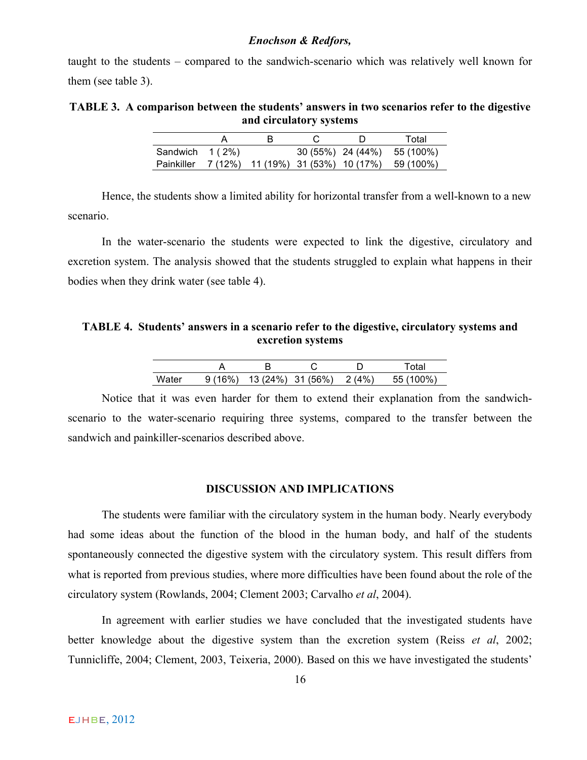taught to the students – compared to the sandwich-scenario which was relatively well known for them (see table 3).

**TABLE 3. A comparison between the students' answers in two scenarios refer to the digestive and circulatory systems**

| | A | B | C | D | Total |
|---|---|---|---|---|---|
| Sandwich | 1 ( 2%) | | 30 (55%) | 24 (44%) | 55 (100%) |
| Painkiller | 7 (12%) | 11 (19%) | 31 (53%) | 10 (17%) | 59 (100%) |

Hence, the students show a limited ability for horizontal transfer from a well-known to a new scenario.

In the water-scenario the students were expected to link the digestive, circulatory and excretion system. The analysis showed that the students struggled to explain what happens in their bodies when they drink water (see table 4).

**TABLE 4. Students' answers in a scenario refer to the digestive, circulatory systems and excretion systems**

| | A | B | C | D | Total |
|---|---|---|---|---|---|
| Water | 9 (16%) | 13 (24%) | 31 (56%) | 2 (4%) | 55 (100%) |

Notice that it was even harder for them to extend their explanation from the sandwich-scenario to the water-scenario requiring three systems, compared to the transfer between the sandwich and painkiller-scenarios described above.

## DISCUSSION AND IMPLICATIONS

The students were familiar with the circulatory system in the human body. Nearly everybody had some ideas about the function of the blood in the human body, and half of the students spontaneously connected the digestive system with the circulatory system. This result differs from what is reported from previous studies, where more difficulties have been found about the role of the circulatory system (Rowlands, 2004; Clement 2003; Carvalho *et al*, 2004).

In agreement with earlier studies we have concluded that the investigated students have better knowledge about the digestive system than the excretion system (Reiss *et al*, 2002; Tunnicliffe, 2004; Clement, 2003, Teixeria, 2000). Based on this we have investigated the students'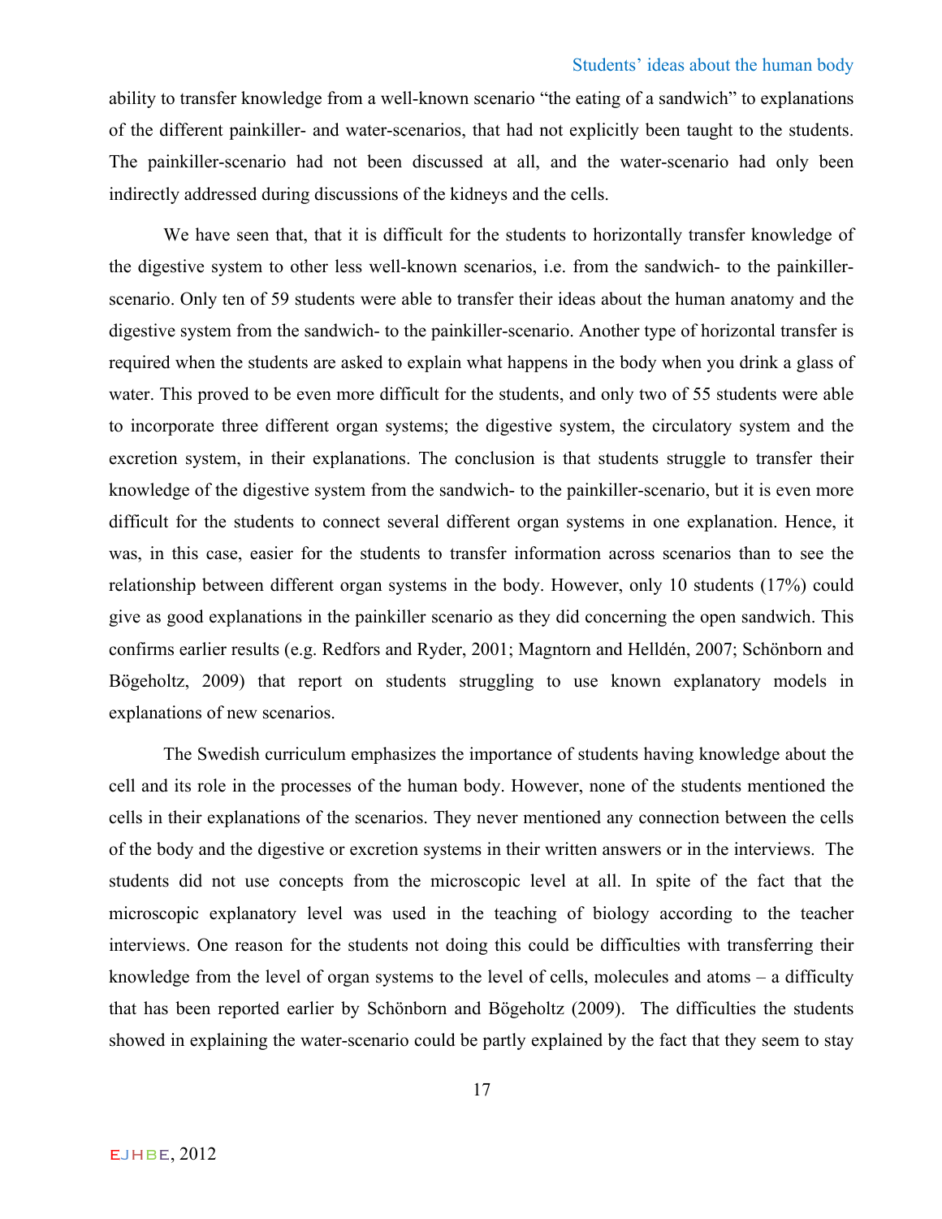ability to transfer knowledge from a well-known scenario "the eating of a sandwich" to explanations of the different painkiller- and water-scenarios, that had not explicitly been taught to the students. The painkiller-scenario had not been discussed at all, and the water-scenario had only been indirectly addressed during discussions of the kidneys and the cells.

We have seen that, that it is difficult for the students to horizontally transfer knowledge of the digestive system to other less well-known scenarios, i.e. from the sandwich- to the painkiller-scenario. Only ten of 59 students were able to transfer their ideas about the human anatomy and the digestive system from the sandwich- to the painkiller-scenario. Another type of horizontal transfer is required when the students are asked to explain what happens in the body when you drink a glass of water. This proved to be even more difficult for the students, and only two of 55 students were able to incorporate three different organ systems; the digestive system, the circulatory system and the excretion system, in their explanations. The conclusion is that students struggle to transfer their knowledge of the digestive system from the sandwich- to the painkiller-scenario, but it is even more difficult for the students to connect several different organ systems in one explanation. Hence, it was, in this case, easier for the students to transfer information across scenarios than to see the relationship between different organ systems in the body. However, only 10 students (17%) could give as good explanations in the painkiller scenario as they did concerning the open sandwich. This confirms earlier results (e.g. Redfors and Ryder, 2001; Magntorn and Helldén, 2007; Schönborn and Bögeholtz, 2009) that report on students struggling to use known explanatory models in explanations of new scenarios.

The Swedish curriculum emphasizes the importance of students having knowledge about the cell and its role in the processes of the human body. However, none of the students mentioned the cells in their explanations of the scenarios. They never mentioned any connection between the cells of the body and the digestive or excretion systems in their written answers or in the interviews. The students did not use concepts from the microscopic level at all. In spite of the fact that the microscopic explanatory level was used in the teaching of biology according to the teacher interviews. One reason for the students not doing this could be difficulties with transferring their knowledge from the level of organ systems to the level of cells, molecules and atoms – a difficulty that has been reported earlier by Schönborn and Bögeholtz (2009). The difficulties the students showed in explaining the water-scenario could be partly explained by the fact that they seem to stay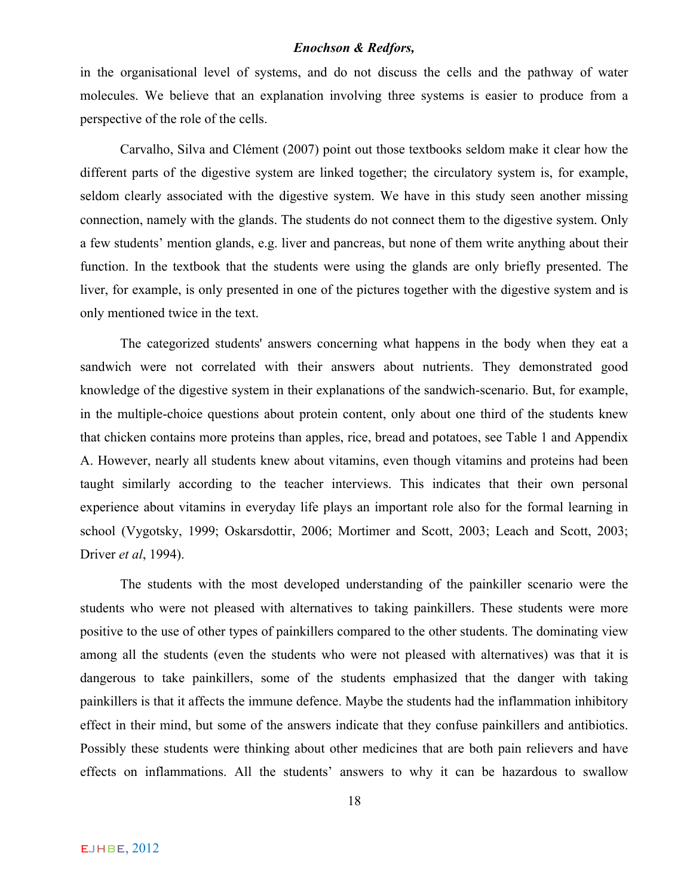in the organisational level of systems, and do not discuss the cells and the pathway of water molecules. We believe that an explanation involving three systems is easier to produce from a perspective of the role of the cells.

Carvalho, Silva and Clément (2007) point out those textbooks seldom make it clear how the different parts of the digestive system are linked together; the circulatory system is, for example, seldom clearly associated with the digestive system. We have in this study seen another missing connection, namely with the glands. The students do not connect them to the digestive system. Only a few students' mention glands, e.g. liver and pancreas, but none of them write anything about their function. In the textbook that the students were using the glands are only briefly presented. The liver, for example, is only presented in one of the pictures together with the digestive system and is only mentioned twice in the text.

The categorized students' answers concerning what happens in the body when they eat a sandwich were not correlated with their answers about nutrients. They demonstrated good knowledge of the digestive system in their explanations of the sandwich-scenario. But, for example, in the multiple-choice questions about protein content, only about one third of the students knew that chicken contains more proteins than apples, rice, bread and potatoes, see Table 1 and Appendix A. However, nearly all students knew about vitamins, even though vitamins and proteins had been taught similarly according to the teacher interviews. This indicates that their own personal experience about vitamins in everyday life plays an important role also for the formal learning in school (Vygotsky, 1999; Oskarsdottir, 2006; Mortimer and Scott, 2003; Leach and Scott, 2003; Driver *et al*, 1994).

The students with the most developed understanding of the painkiller scenario were the students who were not pleased with alternatives to taking painkillers. These students were more positive to the use of other types of painkillers compared to the other students. The dominating view among all the students (even the students who were not pleased with alternatives) was that it is dangerous to take painkillers, some of the students emphasized that the danger with taking painkillers is that it affects the immune defence. Maybe the students had the inflammation inhibitory effect in their mind, but some of the answers indicate that they confuse painkillers and antibiotics. Possibly these students were thinking about other medicines that are both pain relievers and have effects on inflammations. All the students' answers to why it can be hazardous to swallow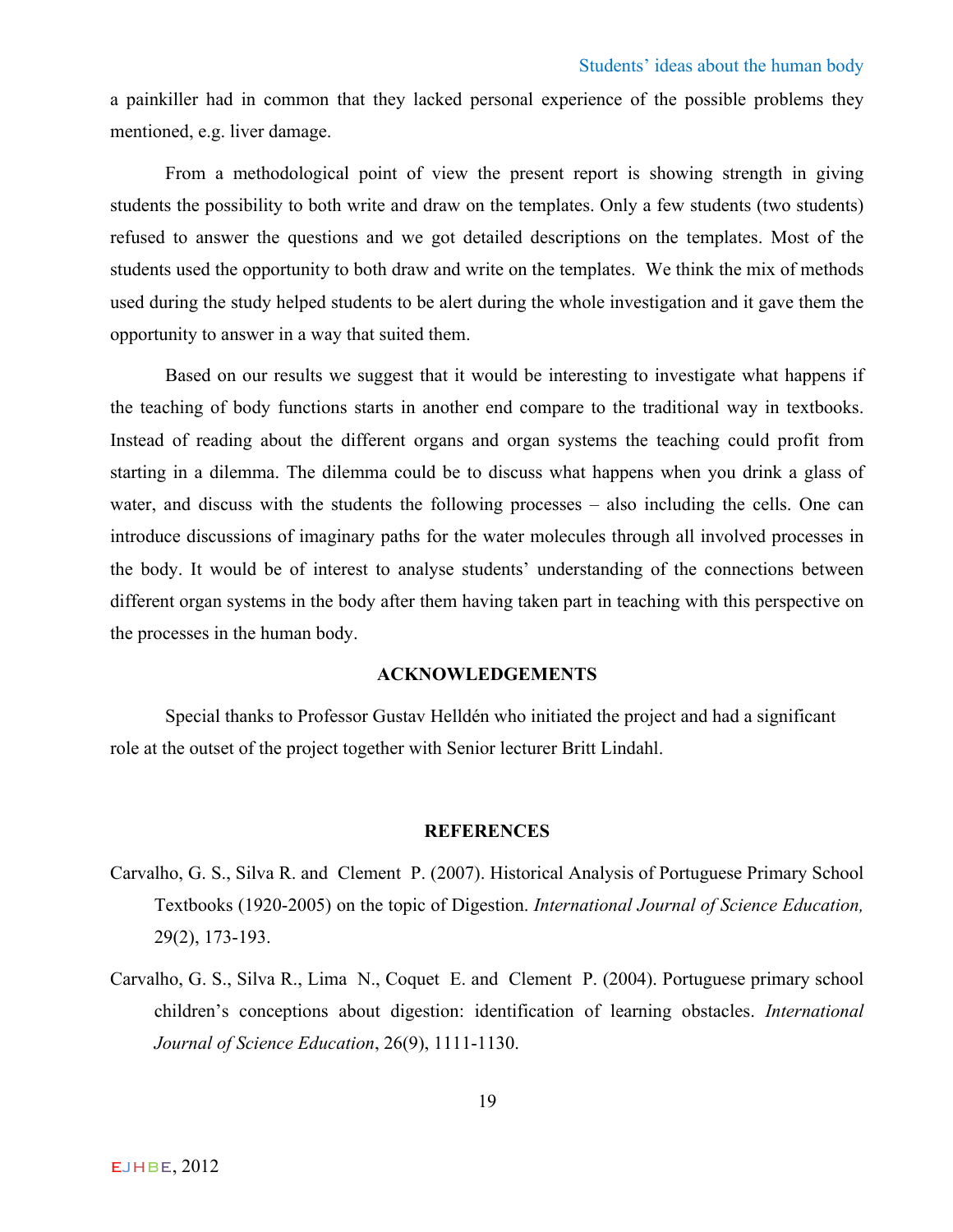a painkiller had in common that they lacked personal experience of the possible problems they mentioned, e.g. liver damage.

From a methodological point of view the present report is showing strength in giving students the possibility to both write and draw on the templates. Only a few students (two students) refused to answer the questions and we got detailed descriptions on the templates. Most of the students used the opportunity to both draw and write on the templates. We think the mix of methods used during the study helped students to be alert during the whole investigation and it gave them the opportunity to answer in a way that suited them.

Based on our results we suggest that it would be interesting to investigate what happens if the teaching of body functions starts in another end compare to the traditional way in textbooks. Instead of reading about the different organs and organ systems the teaching could profit from starting in a dilemma. The dilemma could be to discuss what happens when you drink a glass of water, and discuss with the students the following processes – also including the cells. One can introduce discussions of imaginary paths for the water molecules through all involved processes in the body. It would be of interest to analyse students' understanding of the connections between different organ systems in the body after them having taken part in teaching with this perspective on the processes in the human body.

## ACKNOWLEDGEMENTS

Special thanks to Professor Gustav Helldén who initiated the project and had a significant role at the outset of the project together with Senior lecturer Britt Lindahl.

## REFERENCES

Carvalho, G. S., Silva R. and Clement P. (2007). Historical Analysis of Portuguese Primary School Textbooks (1920-2005) on the topic of Digestion. *International Journal of Science Education,* 29(2), 173-193.

Carvalho, G. S., Silva R., Lima N., Coquet E. and Clement P. (2004). Portuguese primary school children's conceptions about digestion: identification of learning obstacles. *International Journal of Science Education*, 26(9), 1111-1130.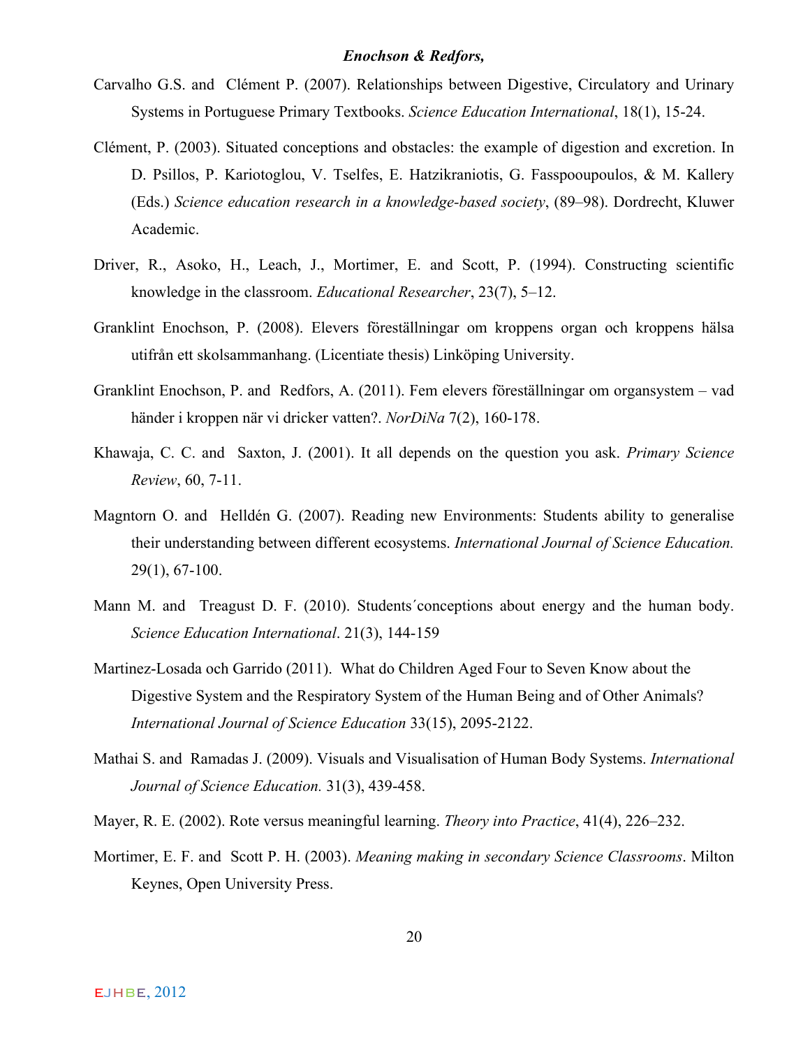Carvalho G.S. and Clément P. (2007). Relationships between Digestive, Circulatory and Urinary Systems in Portuguese Primary Textbooks. *Science Education International*, 18(1), 15-24.

Clément, P. (2003). Situated conceptions and obstacles: the example of digestion and excretion. In D. Psillos, P. Kariotoglou, V. Tselfes, E. Hatzikraniotis, G. Fasspooupoulos, & M. Kallery (Eds.) *Science education research in a knowledge-based society*, (89–98). Dordrecht, Kluwer Academic.

Driver, R., Asoko, H., Leach, J., Mortimer, E. and Scott, P. (1994). Constructing scientific knowledge in the classroom. *Educational Researcher*, 23(7), 5–12.

Granklint Enochson, P. (2008). Elevers föreställningar om kroppens organ och kroppens hälsa utifrån ett skolsammanhang. (Licentiate thesis) Linköping University.

Granklint Enochson, P. and Redfors, A. (2011). Fem elevers föreställningar om organsystem – vad händer i kroppen när vi dricker vatten?. *NorDiNa* 7(2), 160-178.

Khawaja, C. C. and Saxton, J. (2001). It all depends on the question you ask. *Primary Science Review*, 60, 7-11.

Magntorn O. and Helldén G. (2007). Reading new Environments: Students ability to generalise their understanding between different ecosystems. *International Journal of Science Education.* 29(1), 67-100.

Mann M. and Treagust D. F. (2010). Students´conceptions about energy and the human body. *Science Education International*. 21(3), 144-159

Martinez-Losada och Garrido (2011). What do Children Aged Four to Seven Know about the Digestive System and the Respiratory System of the Human Being and of Other Animals? *International Journal of Science Education* 33(15), 2095-2122.

Mathai S. and Ramadas J. (2009). Visuals and Visualisation of Human Body Systems. *International Journal of Science Education.* 31(3), 439-458.

Mayer, R. E. (2002). Rote versus meaningful learning. *Theory into Practice*, 41(4), 226–232.

Mortimer, E. F. and Scott P. H. (2003). *Meaning making in secondary Science Classrooms*. Milton Keynes, Open University Press.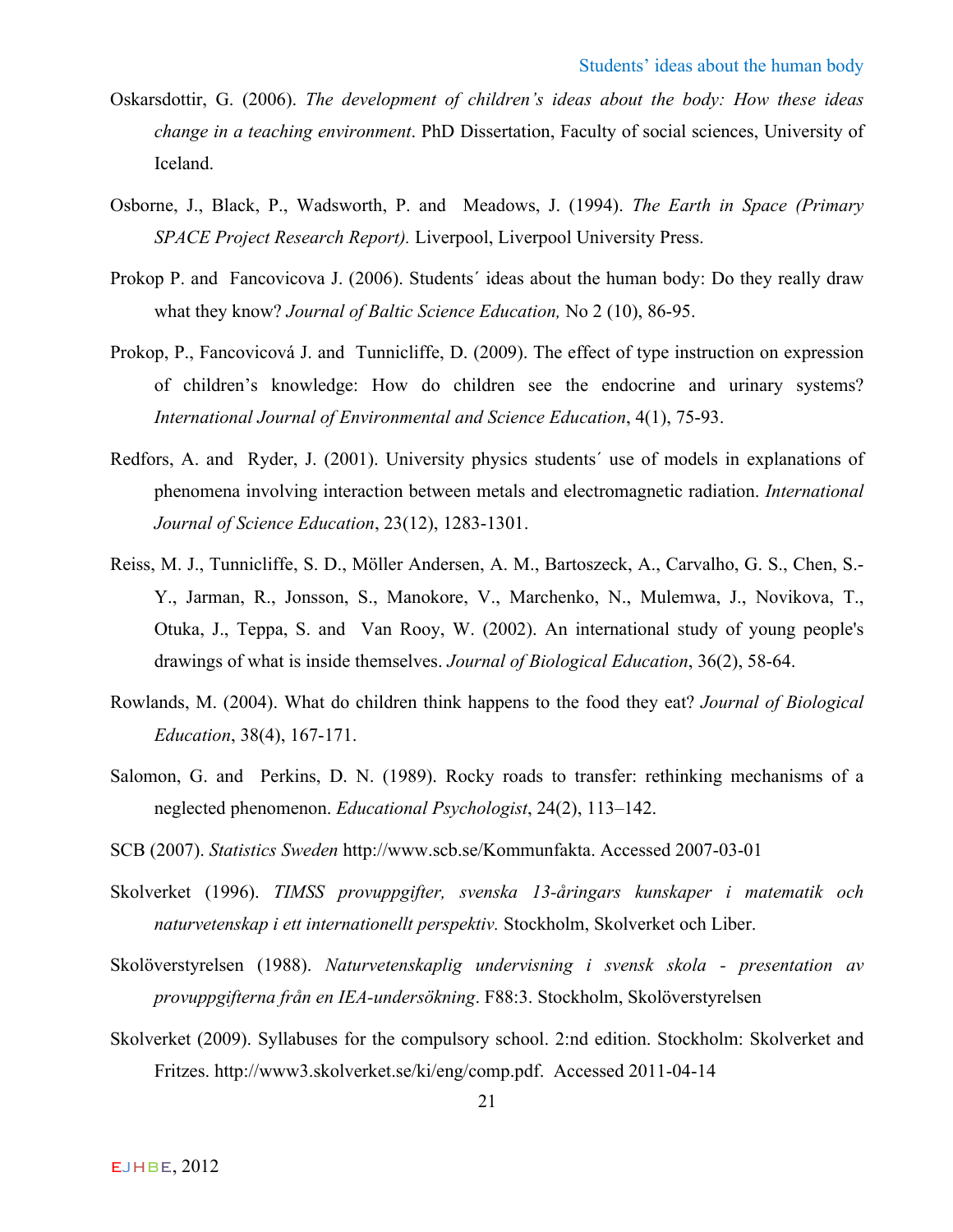Oskarsdottir, G. (2006). *The development of children's ideas about the body: How these ideas change in a teaching environment*. PhD Dissertation, Faculty of social sciences, University of Iceland.

Osborne, J., Black, P., Wadsworth, P. and Meadows, J. (1994). *The Earth in Space (Primary SPACE Project Research Report).* Liverpool, Liverpool University Press.

Prokop P. and Fancovicova J. (2006). Students´ ideas about the human body: Do they really draw what they know? *Journal of Baltic Science Education,* No 2 (10), 86-95.

Prokop, P., Fancovicová J. and Tunnicliffe, D. (2009). The effect of type instruction on expression of children's knowledge: How do children see the endocrine and urinary systems? *International Journal of Environmental and Science Education*, 4(1), 75-93.

Redfors, A. and Ryder, J. (2001). University physics students´ use of models in explanations of phenomena involving interaction between metals and electromagnetic radiation. *International Journal of Science Education*, 23(12), 1283-1301.

Reiss, M. J., Tunnicliffe, S. D., Möller Andersen, A. M., Bartoszeck, A., Carvalho, G. S., Chen, S.-Y., Jarman, R., Jonsson, S., Manokore, V., Marchenko, N., Mulemwa, J., Novikova, T., Otuka, J., Teppa, S. and Van Rooy, W. (2002). An international study of young people's drawings of what is inside themselves. *Journal of Biological Education*, 36(2), 58-64.

Rowlands, M. (2004). What do children think happens to the food they eat? *Journal of Biological Education*, 38(4), 167-171.

Salomon, G. and Perkins, D. N. (1989). Rocky roads to transfer: rethinking mechanisms of a neglected phenomenon. *Educational Psychologist*, 24(2), 113–142.

SCB (2007). *Statistics Sweden* http://www.scb.se/Kommunfakta. Accessed 2007-03-01

Skolverket (1996). *TIMSS provuppgifter, svenska 13-åringars kunskaper i matematik och naturvetenskap i ett internationellt perspektiv.* Stockholm, Skolverket och Liber.

Skolöverstyrelsen (1988). *Naturvetenskaplig undervisning i svensk skola - presentation av provuppgifterna från en IEA-undersökning*. F88:3. Stockholm, Skolöverstyrelsen

Skolverket (2009). Syllabuses for the compulsory school. 2:nd edition. Stockholm: Skolverket and Fritzes. http://www3.skolverket.se/ki/eng/comp.pdf. Accessed 2011-04-14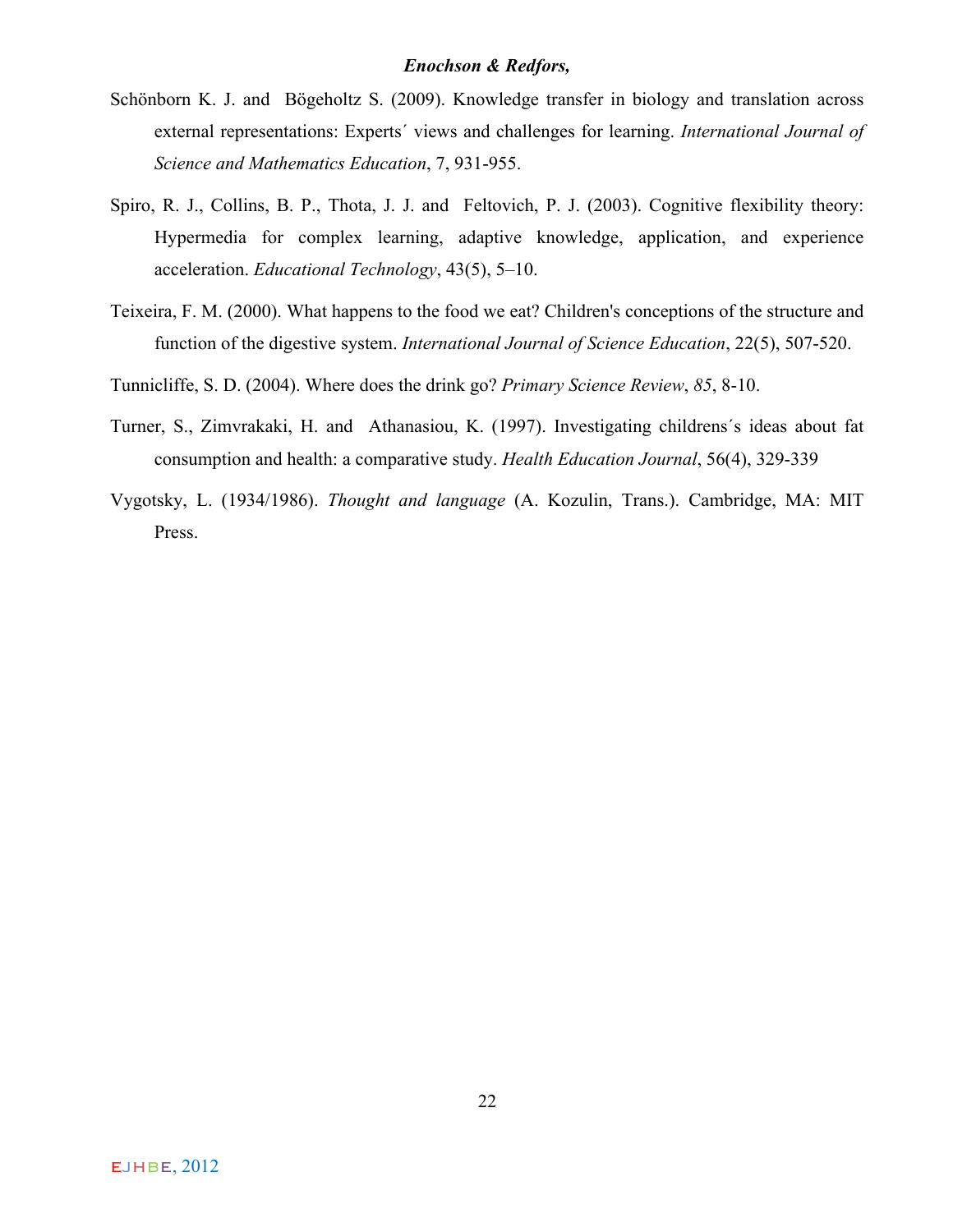Schönborn K. J. and Bögeholtz S. (2009). Knowledge transfer in biology and translation across external representations: Experts´ views and challenges for learning. *International Journal of Science and Mathematics Education*, 7, 931-955.

Spiro, R. J., Collins, B. P., Thota, J. J. and Feltovich, P. J. (2003). Cognitive flexibility theory: Hypermedia for complex learning, adaptive knowledge, application, and experience acceleration. *Educational Technology*, 43(5), 5–10.

Teixeira, F. M. (2000). What happens to the food we eat? Children's conceptions of the structure and function of the digestive system. *International Journal of Science Education*, 22(5), 507-520.

Tunnicliffe, S. D. (2004). Where does the drink go? *Primary Science Review*, *85*, 8-10.

Turner, S., Zimvrakaki, H. and Athanasiou, K. (1997). Investigating childrens´s ideas about fat consumption and health: a comparative study. *Health Education Journal*, 56(4), 329-339

Vygotsky, L. (1934/1986). *Thought and language* (A. Kozulin, Trans.). Cambridge, MA: MIT Press.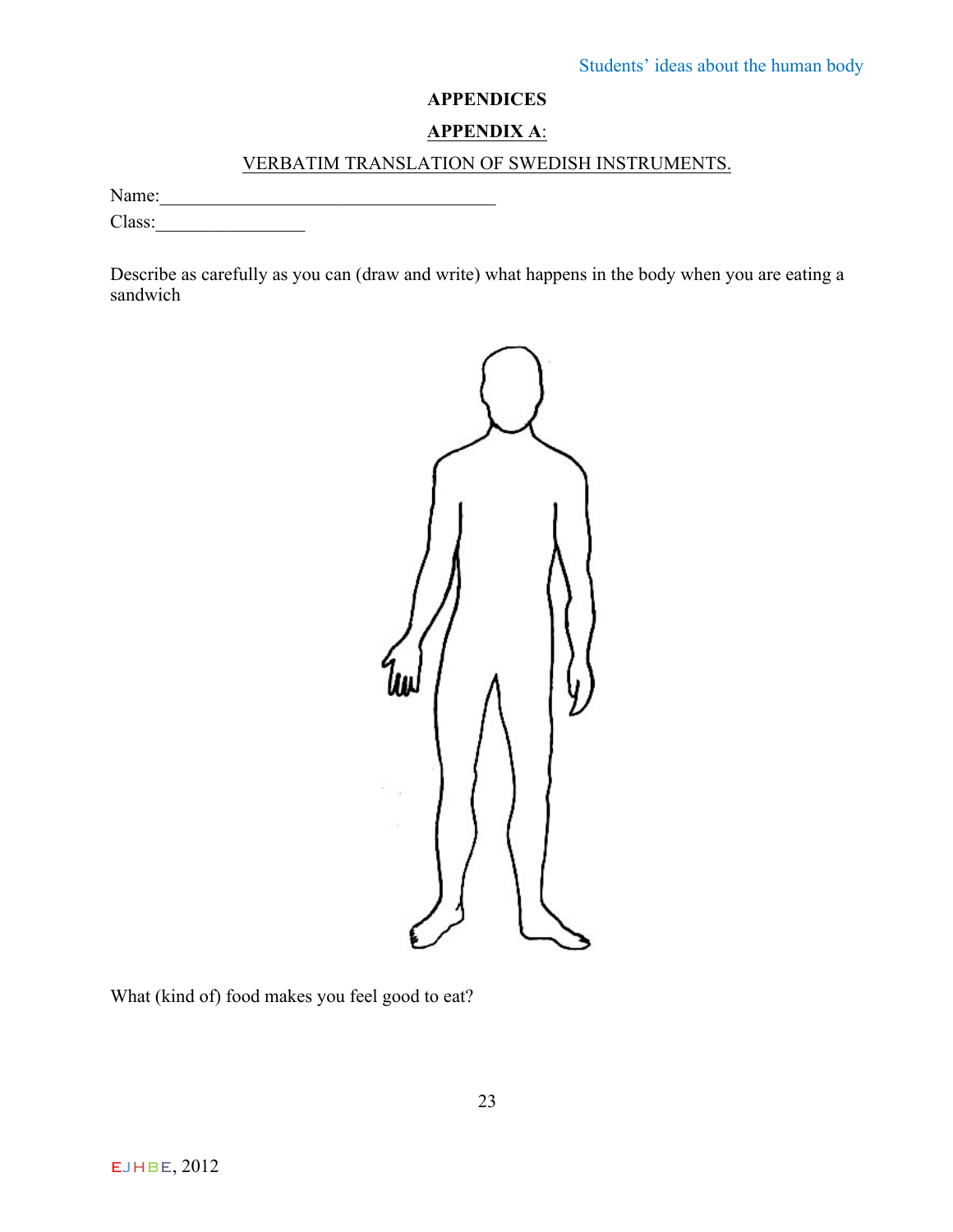# APPENDICES

## APPENDIX A:

### VERBATIM TRANSLATION OF SWEDISH INSTRUMENTS.

Name:\_\_\_\_\_\_\_\_\_\_\_\_\_\_\_\_\_\_\_\_\_\_\_\_\_\_\_\_\_\_\_\_\_\_\_\_

Class:\_\_\_\_\_\_\_\_\_\_\_\_\_\_\_\_

Describe as carefully as you can (draw and write) what happens in the body when you are eating a sandwich

What (kind of) food makes you feel good to eat?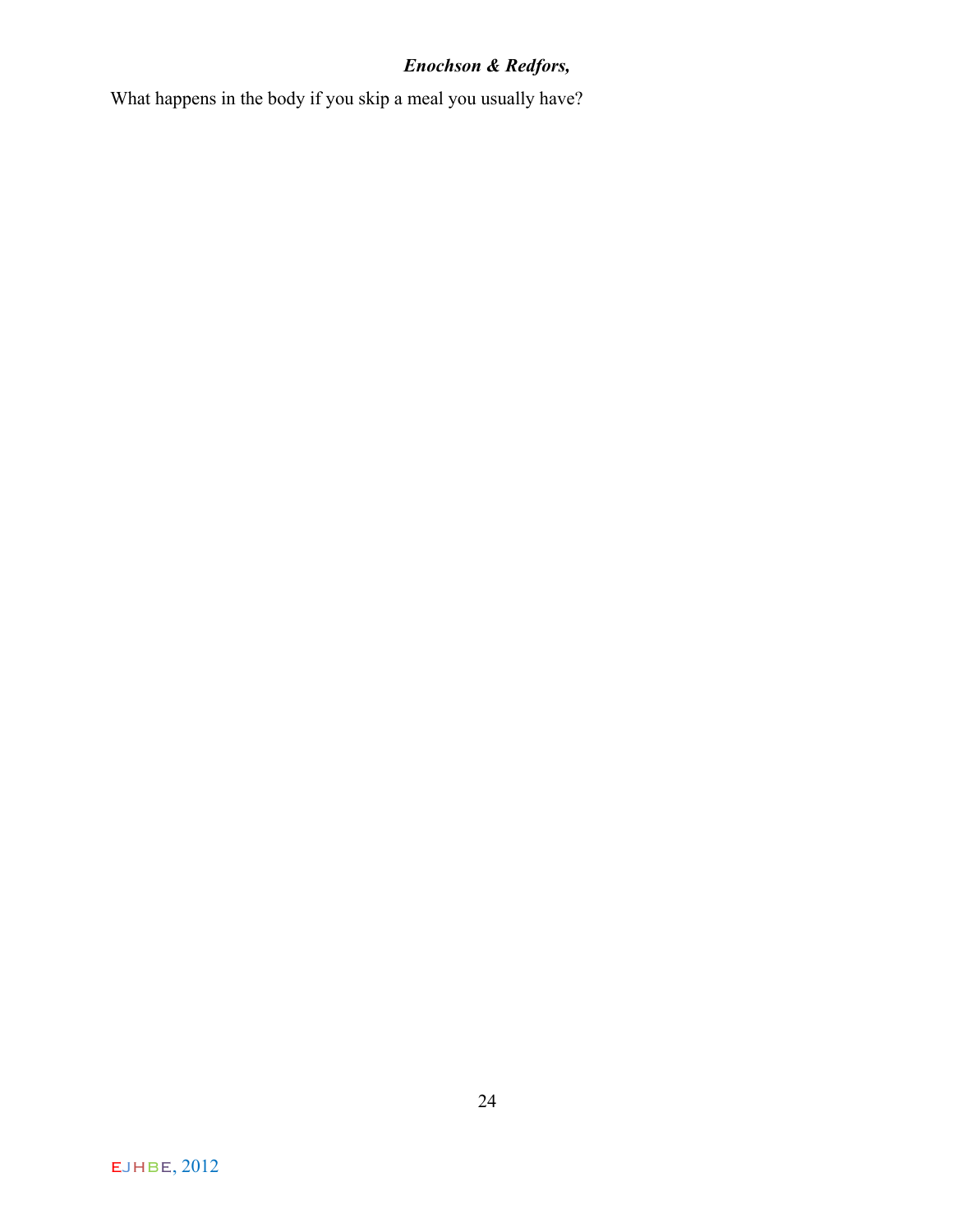What happens in the body if you skip a meal you usually have?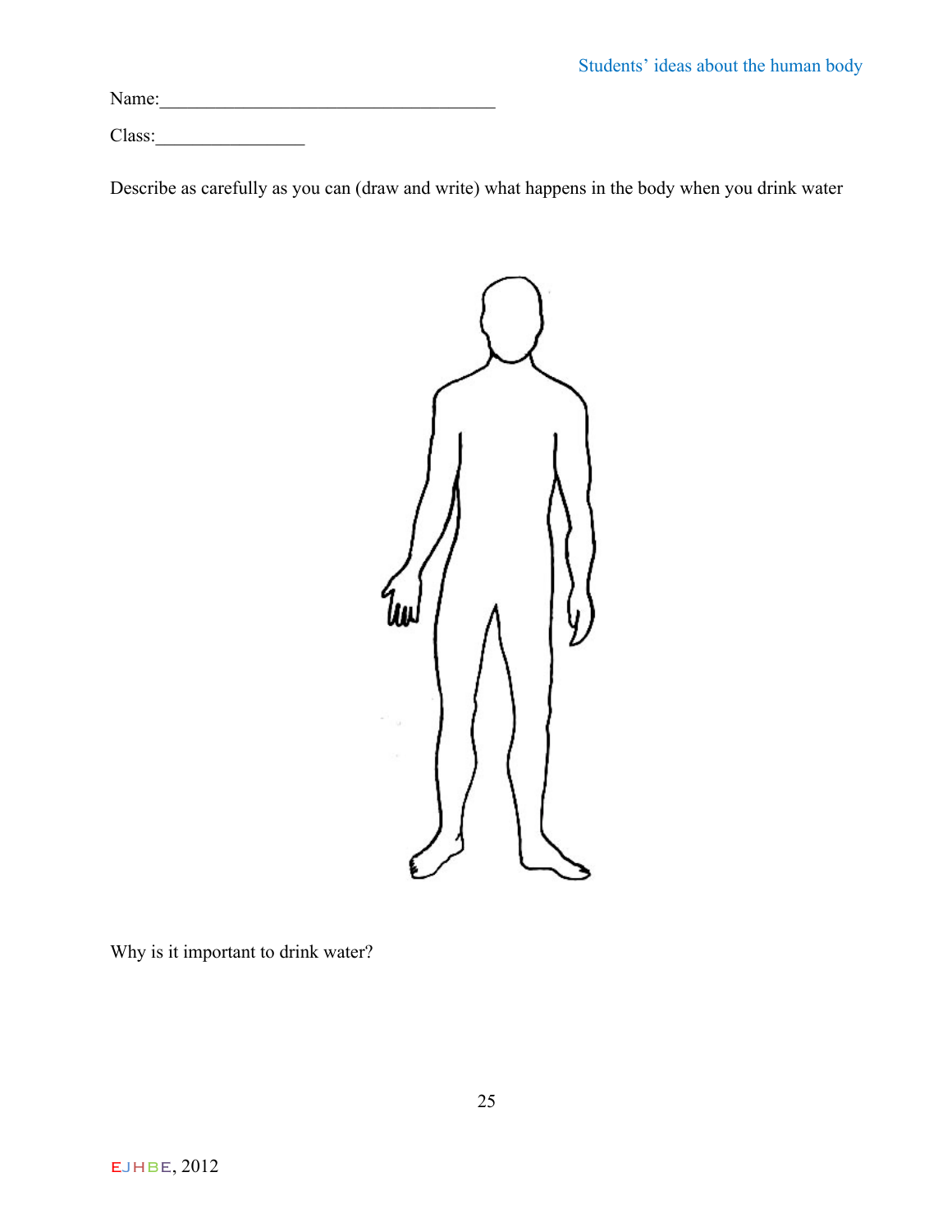Name:\_\_\_\_\_\_\_\_\_\_\_\_\_\_\_\_\_\_\_\_\_\_\_\_\_\_\_\_\_\_\_\_\_\_\_\_

Class:\_\_\_\_\_\_\_\_\_\_\_\_\_\_\_\_

Describe as carefully as you can (draw and write) what happens in the body when you drink water

Why is it important to drink water?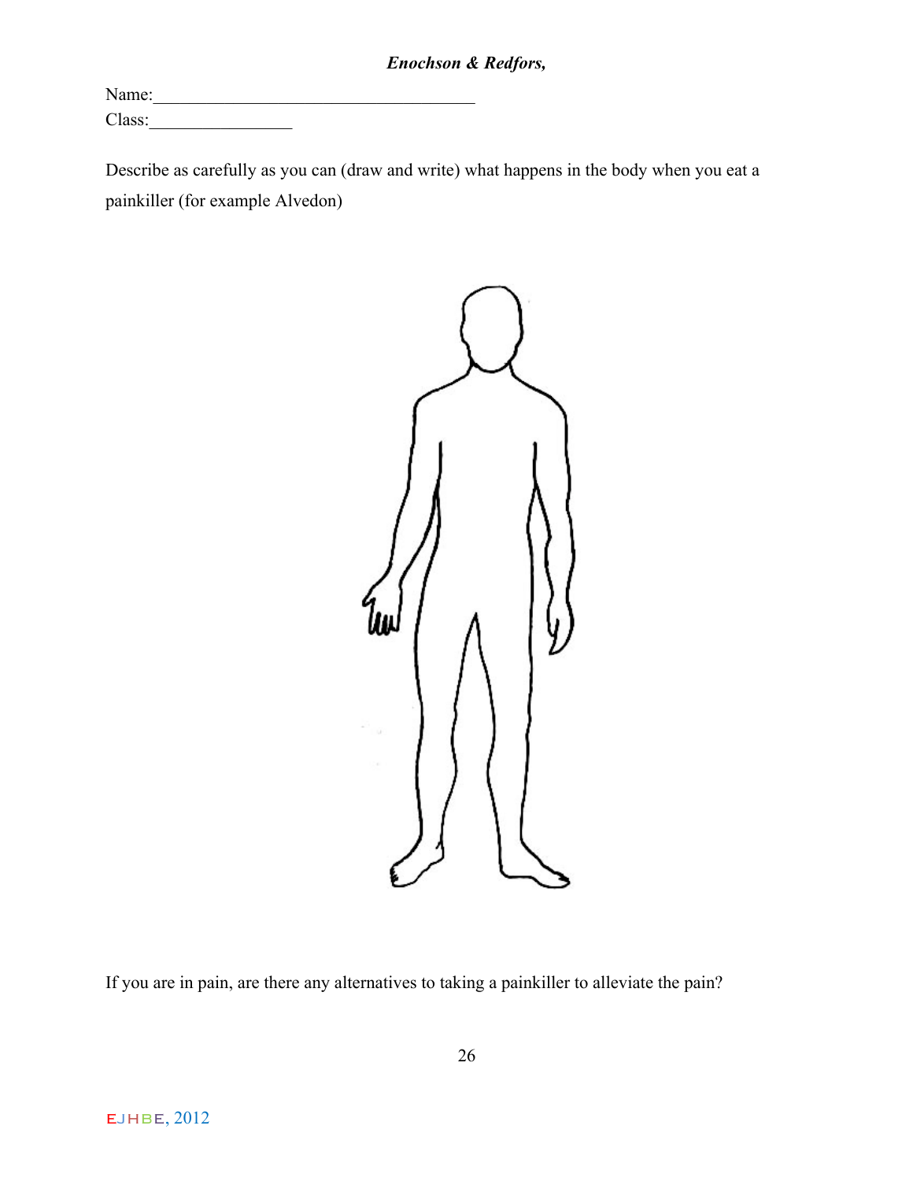Name:___________________________________

Class:_______________

Describe as carefully as you can (draw and write) what happens in the body when you eat a painkiller (for example Alvedon)

If you are in pain, are there any alternatives to taking a painkiller to alleviate the pain?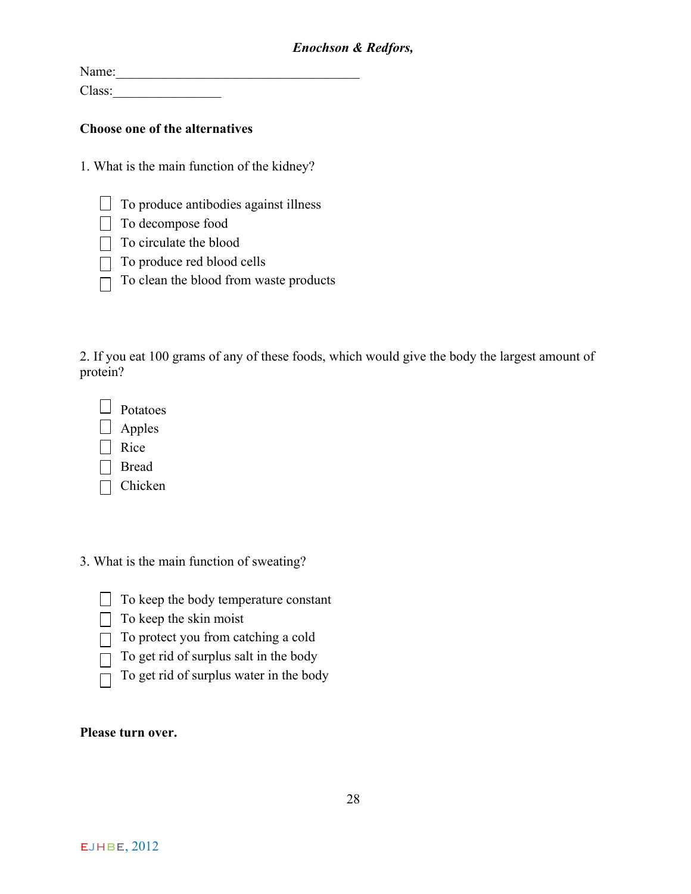Name:___________________________________

Class:_______________

**Choose one of the alternatives**

1. What is the main function of the kidney?

- ☐ To produce antibodies against illness
- ☐ To decompose food
- ☐ To circulate the blood
- ☐ To produce red blood cells
- ☐ To clean the blood from waste products

2. If you eat 100 grams of any of these foods, which would give the body the largest amount of protein?

- ☐ Potatoes
- ☐ Apples
- ☐ Rice
- ☐ Bread
- ☐ Chicken

3. What is the main function of sweating?

- ☐ To keep the body temperature constant
- ☐ To keep the skin moist
- ☐ To protect you from catching a cold
- ☐ To get rid of surplus salt in the body
- ☐ To get rid of surplus water in the body

**Please turn over.**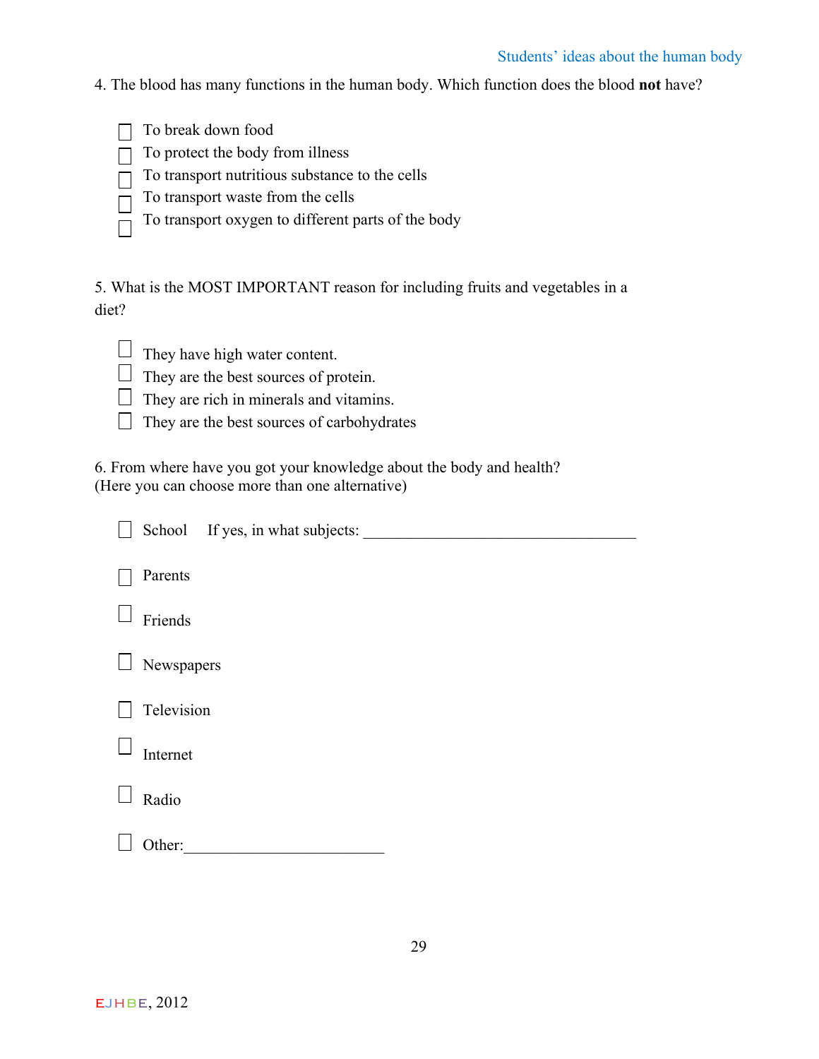4. The blood has many functions in the human body. Which function does the blood **not** have?

- ☐ To break down food
- ☐ To protect the body from illness
- ☐ To transport nutritious substance to the cells
- ☐ To transport waste from the cells
- ☐ To transport oxygen to different parts of the body

5. What is the MOST IMPORTANT reason for including fruits and vegetables in a diet?

- ☐ They have high water content.
- ☐ They are the best sources of protein.
- ☐ They are rich in minerals and vitamins.
- ☐ They are the best sources of carbohydrates

6. From where have you got your knowledge about the body and health?
(Here you can choose more than one alternative)

- ☐ School   If yes, in what subjects: ___________________________________
- ☐ Parents
- ☐ Friends
- ☐ Newspapers
- ☐ Television
- ☐ Internet
- ☐ Radio
- ☐ Other:_________________________